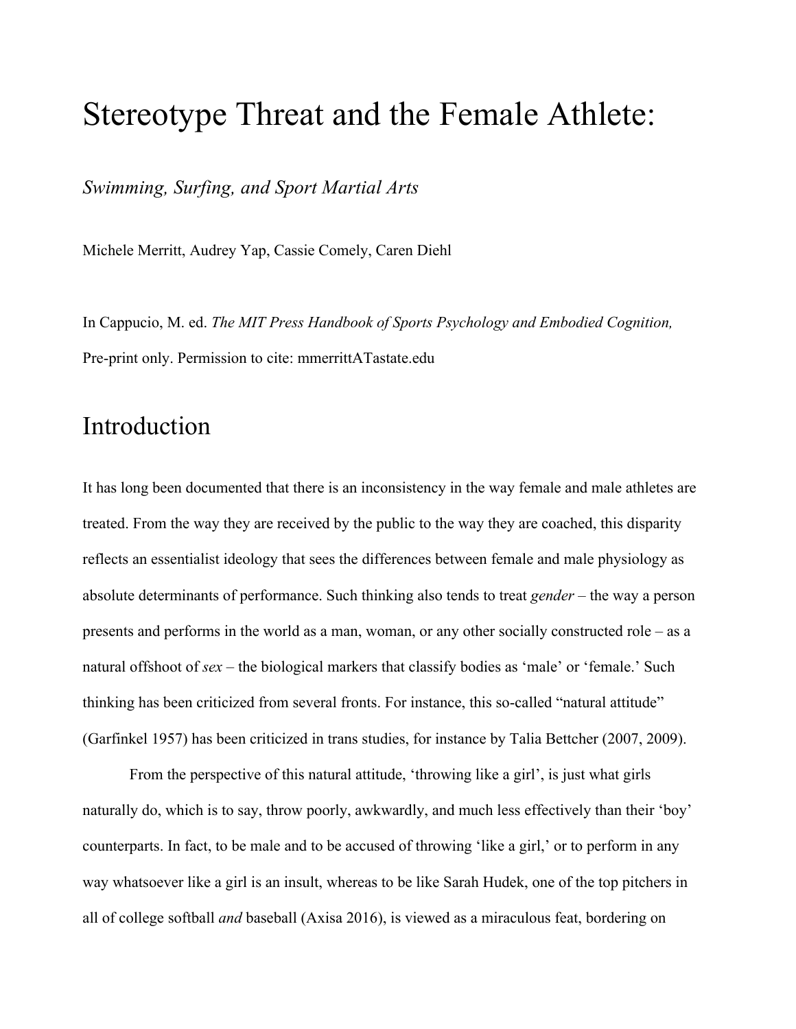# Stereotype Threat and the Female Athlete:

*Swimming, Surfing, and Sport Martial Arts*

Michele Merritt, Audrey Yap, Cassie Comely, Caren Diehl

In Cappucio, M. ed. *The MIT Press Handbook of Sports Psychology and Embodied Cognition,* Pre-print only. Permission to cite: mmerrittATastate.edu

## Introduction

It has long been documented that there is an inconsistency in the way female and male athletes are treated. From the way they are received by the public to the way they are coached, this disparity reflects an essentialist ideology that sees the differences between female and male physiology as absolute determinants of performance. Such thinking also tends to treat *gender* – the way a person presents and performs in the world as a man, woman, or any other socially constructed role – as a natural offshoot of *sex* – the biological markers that classify bodies as 'male' or 'female.' Such thinking has been criticized from several fronts. For instance, this so-called "natural attitude" (Garfinkel 1957) has been criticized in trans studies, for instance by Talia Bettcher (2007, 2009).

From the perspective of this natural attitude, 'throwing like a girl', is just what girls naturally do, which is to say, throw poorly, awkwardly, and much less effectively than their 'boy' counterparts. In fact, to be male and to be accused of throwing 'like a girl,' or to perform in any way whatsoever like a girl is an insult, whereas to be like Sarah Hudek, one of the top pitchers in all of college softball *and* baseball (Axisa 2016), is viewed as a miraculous feat, bordering on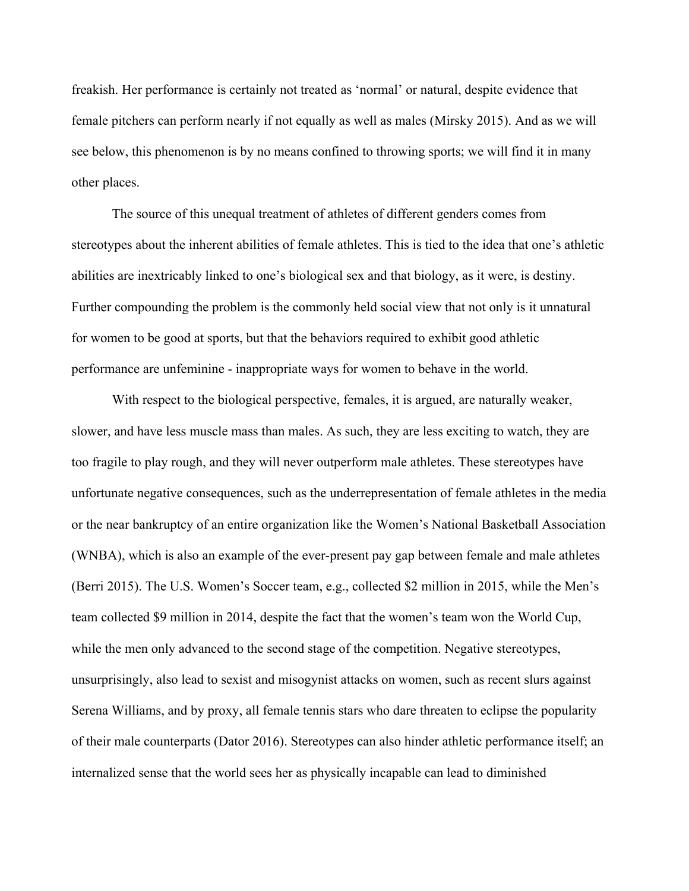freakish. Her performance is certainly not treated as 'normal' or natural, despite evidence that female pitchers can perform nearly if not equally as well as males (Mirsky 2015). And as we will see below, this phenomenon is by no means confined to throwing sports; we will find it in many other places.

The source of this unequal treatment of athletes of different genders comes from stereotypes about the inherent abilities of female athletes. This is tied to the idea that one's athletic abilities are inextricably linked to one's biological sex and that biology, as it were, is destiny. Further compounding the problem is the commonly held social view that not only is it unnatural for women to be good at sports, but that the behaviors required to exhibit good athletic performance are unfeminine - inappropriate ways for women to behave in the world.

With respect to the biological perspective, females, it is argued, are naturally weaker, slower, and have less muscle mass than males. As such, they are less exciting to watch, they are too fragile to play rough, and they will never outperform male athletes. These stereotypes have unfortunate negative consequences, such as the underrepresentation of female athletes in the media or the near bankruptcy of an entire organization like the Women's National Basketball Association (WNBA), which is also an example of the ever-present pay gap between female and male athletes (Berri 2015). The U.S. Women's Soccer team, e.g., collected $2 million in 2015, while the Men's team collected $9 million in 2014, despite the fact that the women's team won the World Cup, while the men only advanced to the second stage of the competition. Negative stereotypes, unsurprisingly, also lead to sexist and misogynist attacks on women, such as recent slurs against Serena Williams, and by proxy, all female tennis stars who dare threaten to eclipse the popularity of their male counterparts (Dator 2016). Stereotypes can also hinder athletic performance itself; an internalized sense that the world sees her as physically incapable can lead to diminished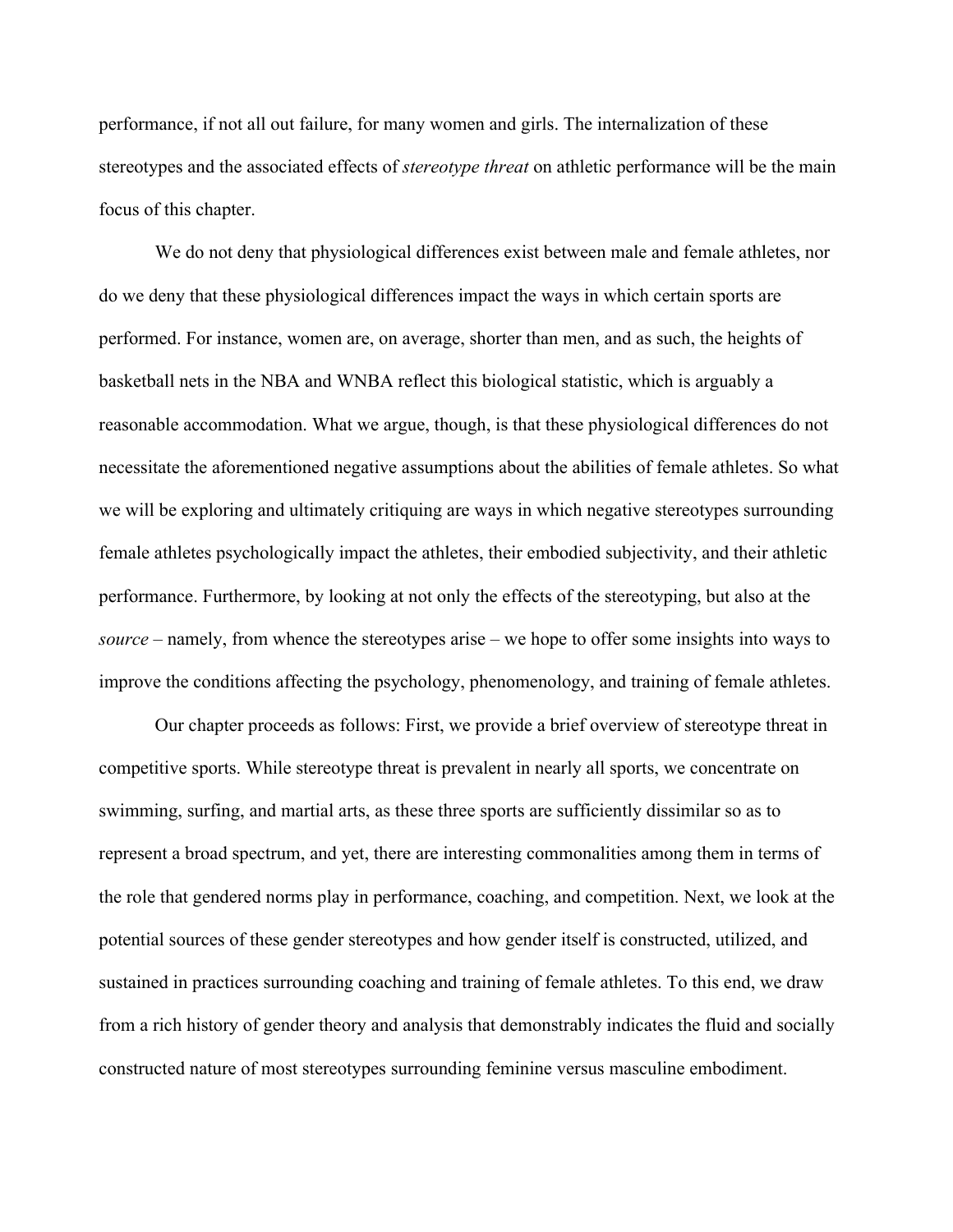performance, if not all out failure, for many women and girls. The internalization of these stereotypes and the associated effects of *stereotype threat* on athletic performance will be the main focus of this chapter.

We do not deny that physiological differences exist between male and female athletes, nor do we deny that these physiological differences impact the ways in which certain sports are performed. For instance, women are, on average, shorter than men, and as such, the heights of basketball nets in the NBA and WNBA reflect this biological statistic, which is arguably a reasonable accommodation. What we argue, though, is that these physiological differences do not necessitate the aforementioned negative assumptions about the abilities of female athletes. So what we will be exploring and ultimately critiquing are ways in which negative stereotypes surrounding female athletes psychologically impact the athletes, their embodied subjectivity, and their athletic performance. Furthermore, by looking at not only the effects of the stereotyping, but also at the *source* – namely, from whence the stereotypes arise – we hope to offer some insights into ways to improve the conditions affecting the psychology, phenomenology, and training of female athletes.

Our chapter proceeds as follows: First, we provide a brief overview of stereotype threat in competitive sports. While stereotype threat is prevalent in nearly all sports, we concentrate on swimming, surfing, and martial arts, as these three sports are sufficiently dissimilar so as to represent a broad spectrum, and yet, there are interesting commonalities among them in terms of the role that gendered norms play in performance, coaching, and competition. Next, we look at the potential sources of these gender stereotypes and how gender itself is constructed, utilized, and sustained in practices surrounding coaching and training of female athletes. To this end, we draw from a rich history of gender theory and analysis that demonstrably indicates the fluid and socially constructed nature of most stereotypes surrounding feminine versus masculine embodiment.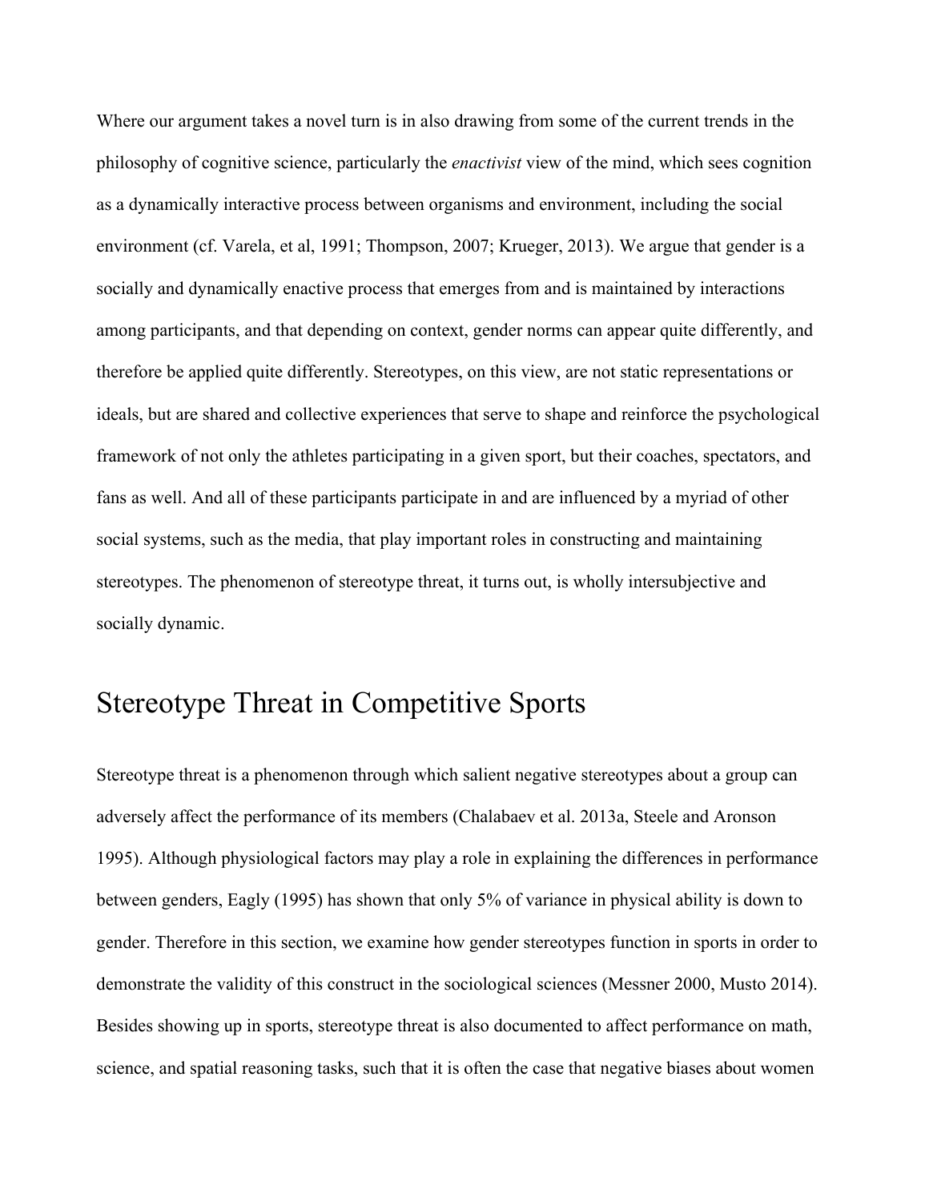Where our argument takes a novel turn is in also drawing from some of the current trends in the philosophy of cognitive science, particularly the *enactivist* view of the mind, which sees cognition as a dynamically interactive process between organisms and environment, including the social environment (cf. Varela, et al, 1991; Thompson, 2007; Krueger, 2013). We argue that gender is a socially and dynamically enactive process that emerges from and is maintained by interactions among participants, and that depending on context, gender norms can appear quite differently, and therefore be applied quite differently. Stereotypes, on this view, are not static representations or ideals, but are shared and collective experiences that serve to shape and reinforce the psychological framework of not only the athletes participating in a given sport, but their coaches, spectators, and fans as well. And all of these participants participate in and are influenced by a myriad of other social systems, such as the media, that play important roles in constructing and maintaining stereotypes. The phenomenon of stereotype threat, it turns out, is wholly intersubjective and socially dynamic.

# Stereotype Threat in Competitive Sports

Stereotype threat is a phenomenon through which salient negative stereotypes about a group can adversely affect the performance of its members (Chalabaev et al. 2013a, Steele and Aronson 1995). Although physiological factors may play a role in explaining the differences in performance between genders, Eagly (1995) has shown that only 5% of variance in physical ability is down to gender. Therefore in this section, we examine how gender stereotypes function in sports in order to demonstrate the validity of this construct in the sociological sciences (Messner 2000, Musto 2014). Besides showing up in sports, stereotype threat is also documented to affect performance on math, science, and spatial reasoning tasks, such that it is often the case that negative biases about women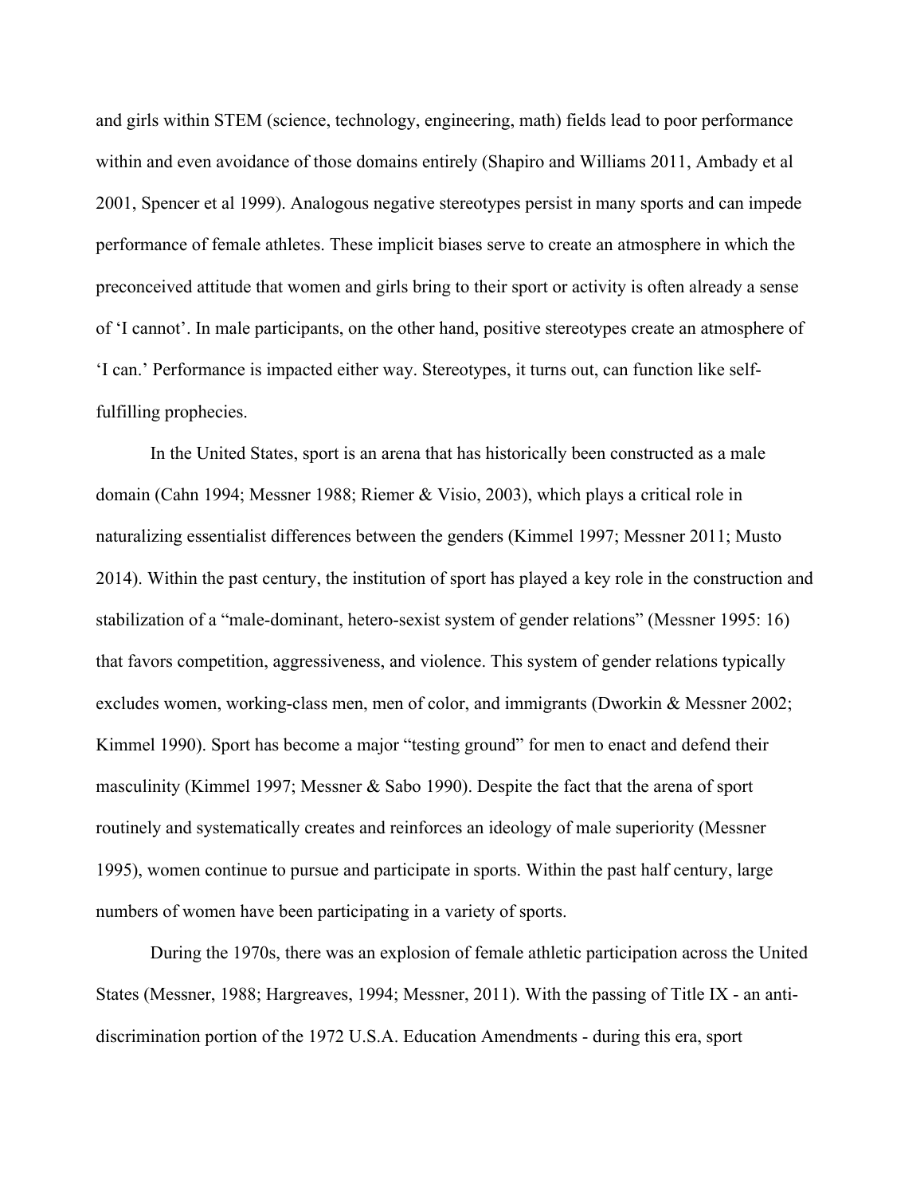and girls within STEM (science, technology, engineering, math) fields lead to poor performance within and even avoidance of those domains entirely (Shapiro and Williams 2011, Ambady et al 2001, Spencer et al 1999). Analogous negative stereotypes persist in many sports and can impede performance of female athletes. These implicit biases serve to create an atmosphere in which the preconceived attitude that women and girls bring to their sport or activity is often already a sense of 'I cannot'. In male participants, on the other hand, positive stereotypes create an atmosphere of 'I can.' Performance is impacted either way. Stereotypes, it turns out, can function like self-fulfilling prophecies.

In the United States, sport is an arena that has historically been constructed as a male domain (Cahn 1994; Messner 1988; Riemer & Visio, 2003), which plays a critical role in naturalizing essentialist differences between the genders (Kimmel 1997; Messner 2011; Musto 2014). Within the past century, the institution of sport has played a key role in the construction and stabilization of a "male-dominant, hetero-sexist system of gender relations" (Messner 1995: 16) that favors competition, aggressiveness, and violence. This system of gender relations typically excludes women, working-class men, men of color, and immigrants (Dworkin & Messner 2002; Kimmel 1990). Sport has become a major "testing ground" for men to enact and defend their masculinity (Kimmel 1997; Messner & Sabo 1990). Despite the fact that the arena of sport routinely and systematically creates and reinforces an ideology of male superiority (Messner 1995), women continue to pursue and participate in sports. Within the past half century, large numbers of women have been participating in a variety of sports.

During the 1970s, there was an explosion of female athletic participation across the United States (Messner, 1988; Hargreaves, 1994; Messner, 2011). With the passing of Title IX - an anti-discrimination portion of the 1972 U.S.A. Education Amendments - during this era, sport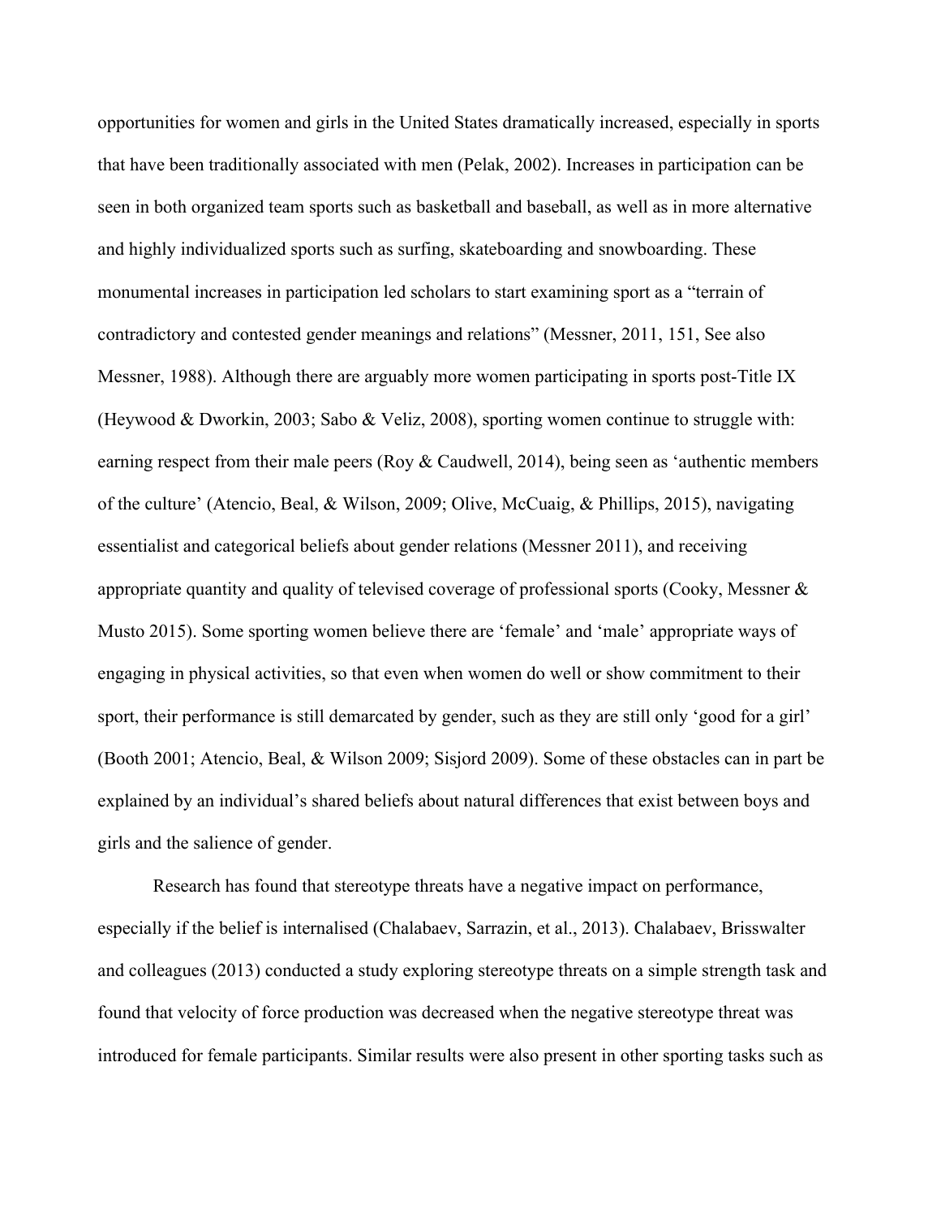opportunities for women and girls in the United States dramatically increased, especially in sports that have been traditionally associated with men (Pelak, 2002). Increases in participation can be seen in both organized team sports such as basketball and baseball, as well as in more alternative and highly individualized sports such as surfing, skateboarding and snowboarding. These monumental increases in participation led scholars to start examining sport as a "terrain of contradictory and contested gender meanings and relations" (Messner, 2011, 151, See also Messner, 1988). Although there are arguably more women participating in sports post-Title IX (Heywood & Dworkin, 2003; Sabo & Veliz, 2008), sporting women continue to struggle with: earning respect from their male peers (Roy & Caudwell, 2014), being seen as 'authentic members of the culture' (Atencio, Beal, & Wilson, 2009; Olive, McCuaig, & Phillips, 2015), navigating essentialist and categorical beliefs about gender relations (Messner 2011), and receiving appropriate quantity and quality of televised coverage of professional sports (Cooky, Messner & Musto 2015). Some sporting women believe there are 'female' and 'male' appropriate ways of engaging in physical activities, so that even when women do well or show commitment to their sport, their performance is still demarcated by gender, such as they are still only 'good for a girl' (Booth 2001; Atencio, Beal, & Wilson 2009; Sisjord 2009). Some of these obstacles can in part be explained by an individual's shared beliefs about natural differences that exist between boys and girls and the salience of gender.

Research has found that stereotype threats have a negative impact on performance, especially if the belief is internalised (Chalabaev, Sarrazin, et al., 2013). Chalabaev, Brisswalter and colleagues (2013) conducted a study exploring stereotype threats on a simple strength task and found that velocity of force production was decreased when the negative stereotype threat was introduced for female participants. Similar results were also present in other sporting tasks such as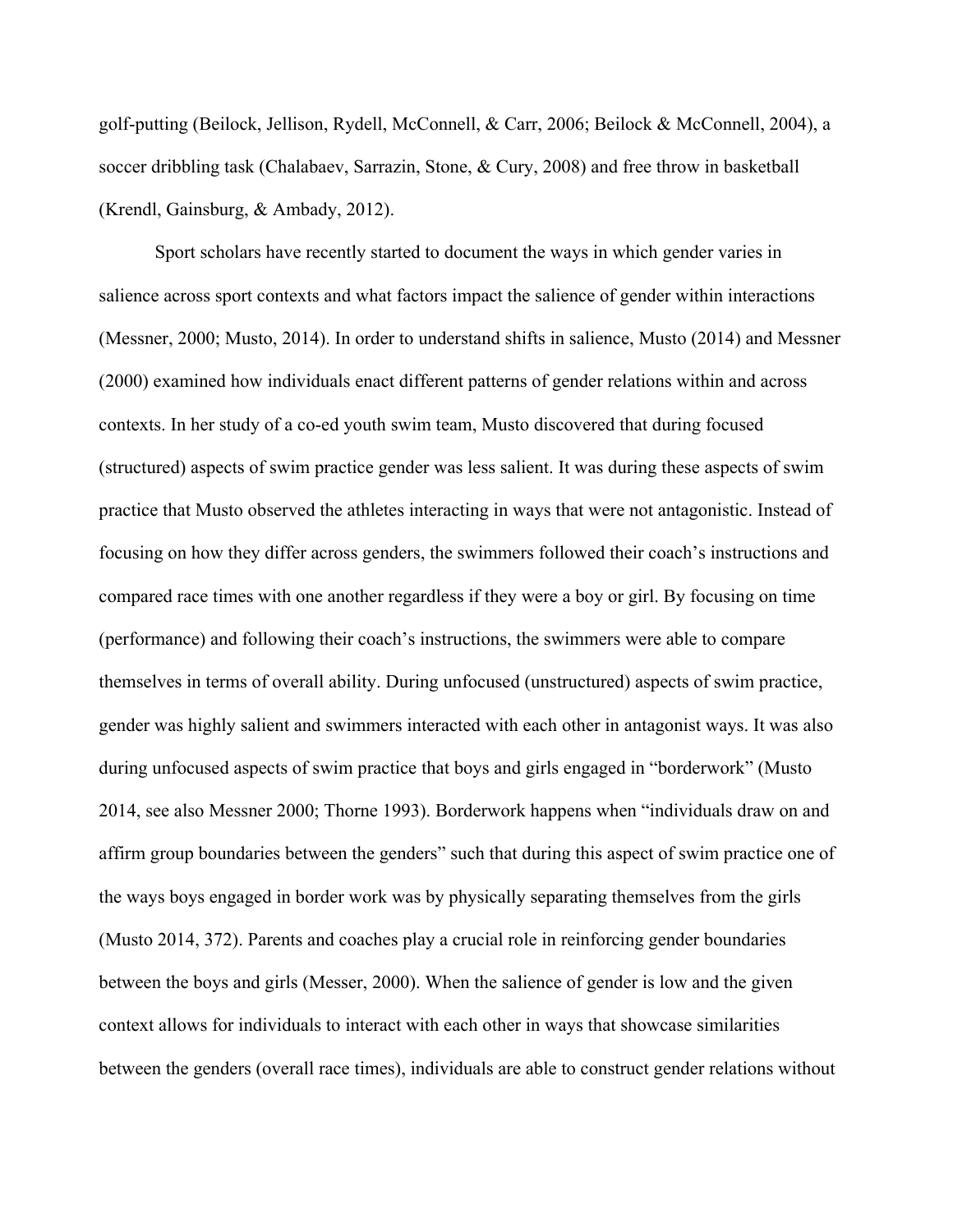golf-putting (Beilock, Jellison, Rydell, McConnell, & Carr, 2006; Beilock & McConnell, 2004), a soccer dribbling task (Chalabaev, Sarrazin, Stone, & Cury, 2008) and free throw in basketball (Krendl, Gainsburg, & Ambady, 2012).

Sport scholars have recently started to document the ways in which gender varies in salience across sport contexts and what factors impact the salience of gender within interactions (Messner, 2000; Musto, 2014). In order to understand shifts in salience, Musto (2014) and Messner (2000) examined how individuals enact different patterns of gender relations within and across contexts. In her study of a co-ed youth swim team, Musto discovered that during focused (structured) aspects of swim practice gender was less salient. It was during these aspects of swim practice that Musto observed the athletes interacting in ways that were not antagonistic. Instead of focusing on how they differ across genders, the swimmers followed their coach's instructions and compared race times with one another regardless if they were a boy or girl. By focusing on time (performance) and following their coach's instructions, the swimmers were able to compare themselves in terms of overall ability. During unfocused (unstructured) aspects of swim practice, gender was highly salient and swimmers interacted with each other in antagonist ways. It was also during unfocused aspects of swim practice that boys and girls engaged in "borderwork" (Musto 2014, see also Messner 2000; Thorne 1993). Borderwork happens when "individuals draw on and affirm group boundaries between the genders" such that during this aspect of swim practice one of the ways boys engaged in border work was by physically separating themselves from the girls (Musto 2014, 372). Parents and coaches play a crucial role in reinforcing gender boundaries between the boys and girls (Messer, 2000). When the salience of gender is low and the given context allows for individuals to interact with each other in ways that showcase similarities between the genders (overall race times), individuals are able to construct gender relations without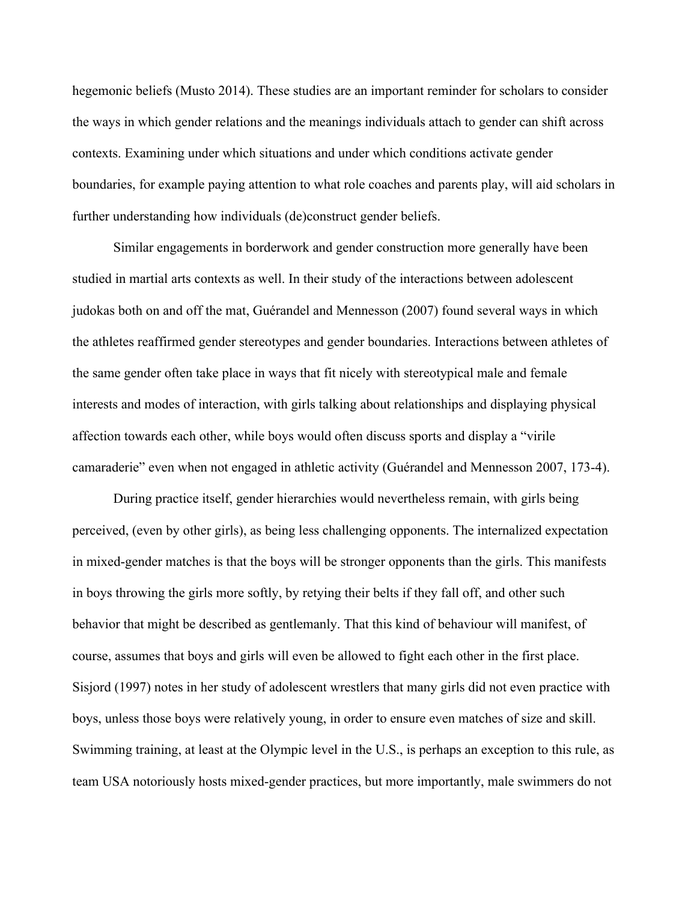hegemonic beliefs (Musto 2014). These studies are an important reminder for scholars to consider the ways in which gender relations and the meanings individuals attach to gender can shift across contexts. Examining under which situations and under which conditions activate gender boundaries, for example paying attention to what role coaches and parents play, will aid scholars in further understanding how individuals (de)construct gender beliefs.

Similar engagements in borderwork and gender construction more generally have been studied in martial arts contexts as well. In their study of the interactions between adolescent judokas both on and off the mat, Guérandel and Mennesson (2007) found several ways in which the athletes reaffirmed gender stereotypes and gender boundaries. Interactions between athletes of the same gender often take place in ways that fit nicely with stereotypical male and female interests and modes of interaction, with girls talking about relationships and displaying physical affection towards each other, while boys would often discuss sports and display a "virile camaraderie" even when not engaged in athletic activity (Guérandel and Mennesson 2007, 173-4).

During practice itself, gender hierarchies would nevertheless remain, with girls being perceived, (even by other girls), as being less challenging opponents. The internalized expectation in mixed-gender matches is that the boys will be stronger opponents than the girls. This manifests in boys throwing the girls more softly, by retying their belts if they fall off, and other such behavior that might be described as gentlemanly. That this kind of behaviour will manifest, of course, assumes that boys and girls will even be allowed to fight each other in the first place. Sisjord (1997) notes in her study of adolescent wrestlers that many girls did not even practice with boys, unless those boys were relatively young, in order to ensure even matches of size and skill. Swimming training, at least at the Olympic level in the U.S., is perhaps an exception to this rule, as team USA notoriously hosts mixed-gender practices, but more importantly, male swimmers do not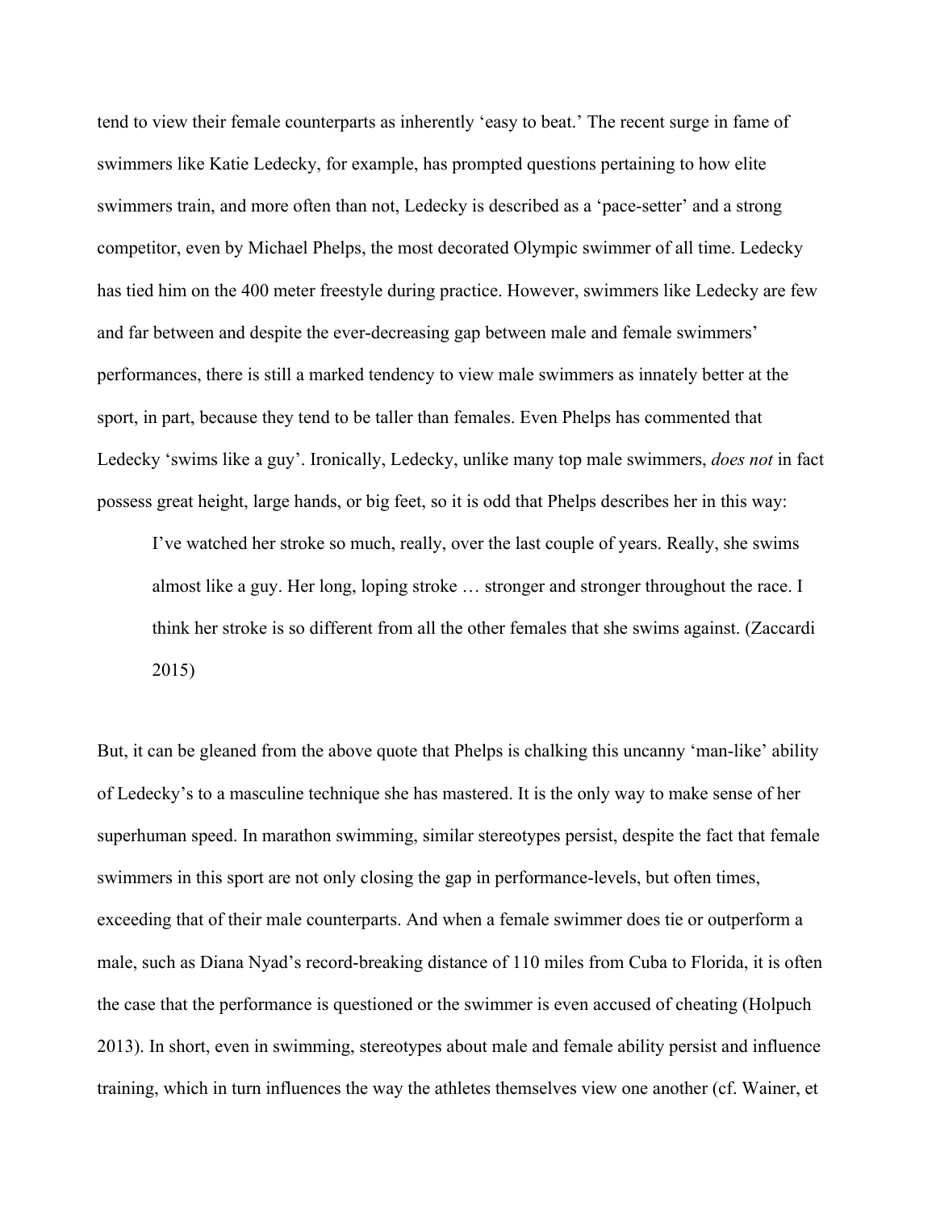tend to view their female counterparts as inherently 'easy to beat.' The recent surge in fame of swimmers like Katie Ledecky, for example, has prompted questions pertaining to how elite swimmers train, and more often than not, Ledecky is described as a 'pace-setter' and a strong competitor, even by Michael Phelps, the most decorated Olympic swimmer of all time. Ledecky has tied him on the 400 meter freestyle during practice. However, swimmers like Ledecky are few and far between and despite the ever-decreasing gap between male and female swimmers' performances, there is still a marked tendency to view male swimmers as innately better at the sport, in part, because they tend to be taller than females. Even Phelps has commented that Ledecky 'swims like a guy'. Ironically, Ledecky, unlike many top male swimmers, *does not* in fact possess great height, large hands, or big feet, so it is odd that Phelps describes her in this way:

> I've watched her stroke so much, really, over the last couple of years. Really, she swims almost like a guy. Her long, loping stroke … stronger and stronger throughout the race. I think her stroke is so different from all the other females that she swims against. (Zaccardi 2015)

But, it can be gleaned from the above quote that Phelps is chalking this uncanny 'man-like' ability of Ledecky's to a masculine technique she has mastered. It is the only way to make sense of her superhuman speed. In marathon swimming, similar stereotypes persist, despite the fact that female swimmers in this sport are not only closing the gap in performance-levels, but often times, exceeding that of their male counterparts. And when a female swimmer does tie or outperform a male, such as Diana Nyad's record-breaking distance of 110 miles from Cuba to Florida, it is often the case that the performance is questioned or the swimmer is even accused of cheating (Holpuch 2013). In short, even in swimming, stereotypes about male and female ability persist and influence training, which in turn influences the way the athletes themselves view one another (cf. Wainer, et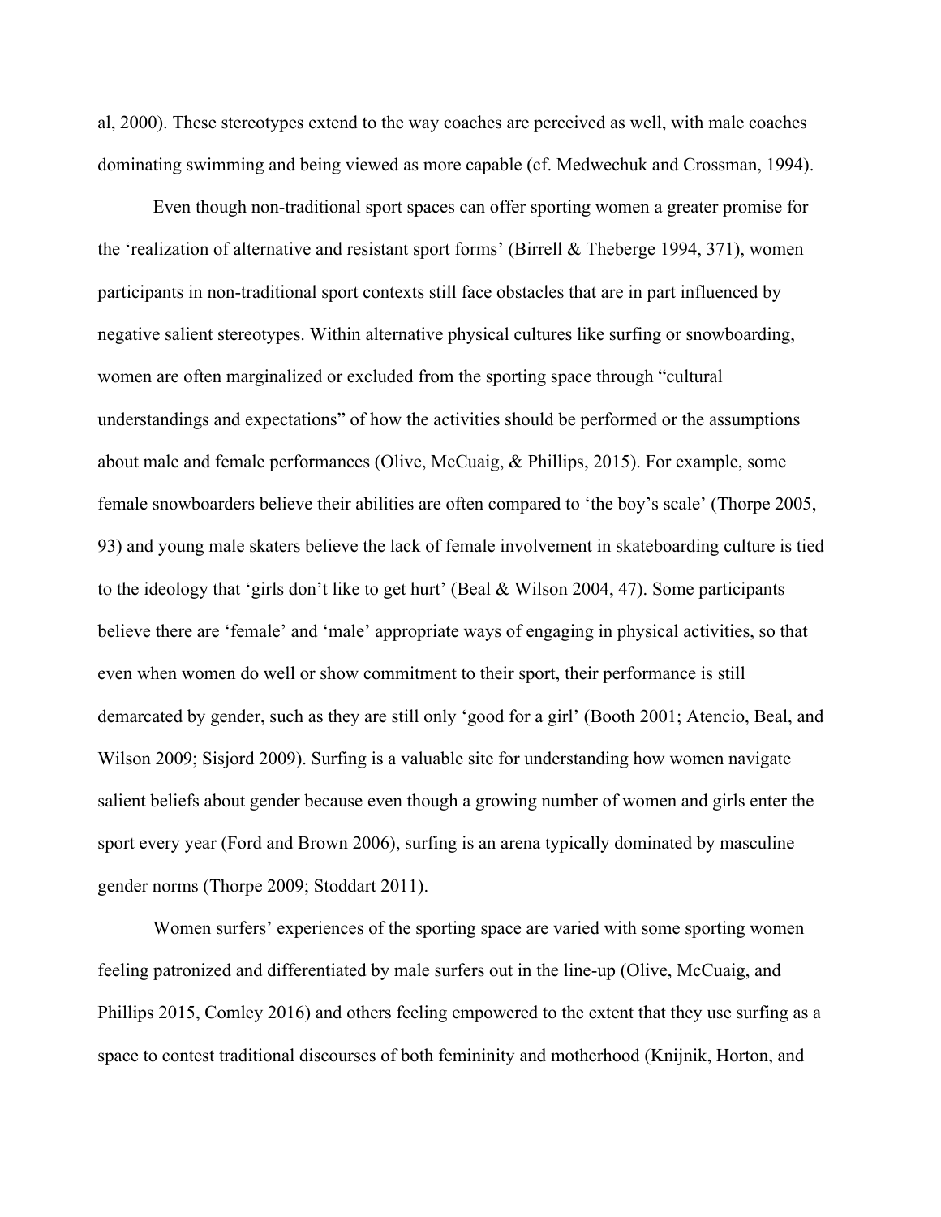al, 2000). These stereotypes extend to the way coaches are perceived as well, with male coaches dominating swimming and being viewed as more capable (cf. Medwechuk and Crossman, 1994).

Even though non-traditional sport spaces can offer sporting women a greater promise for the 'realization of alternative and resistant sport forms' (Birrell & Theberge 1994, 371), women participants in non-traditional sport contexts still face obstacles that are in part influenced by negative salient stereotypes. Within alternative physical cultures like surfing or snowboarding, women are often marginalized or excluded from the sporting space through "cultural understandings and expectations" of how the activities should be performed or the assumptions about male and female performances (Olive, McCuaig, & Phillips, 2015). For example, some female snowboarders believe their abilities are often compared to 'the boy's scale' (Thorpe 2005, 93) and young male skaters believe the lack of female involvement in skateboarding culture is tied to the ideology that 'girls don't like to get hurt' (Beal & Wilson 2004, 47). Some participants believe there are 'female' and 'male' appropriate ways of engaging in physical activities, so that even when women do well or show commitment to their sport, their performance is still demarcated by gender, such as they are still only 'good for a girl' (Booth 2001; Atencio, Beal, and Wilson 2009; Sisjord 2009). Surfing is a valuable site for understanding how women navigate salient beliefs about gender because even though a growing number of women and girls enter the sport every year (Ford and Brown 2006), surfing is an arena typically dominated by masculine gender norms (Thorpe 2009; Stoddart 2011).

Women surfers' experiences of the sporting space are varied with some sporting women feeling patronized and differentiated by male surfers out in the line-up (Olive, McCuaig, and Phillips 2015, Comley 2016) and others feeling empowered to the extent that they use surfing as a space to contest traditional discourses of both femininity and motherhood (Knijnik, Horton, and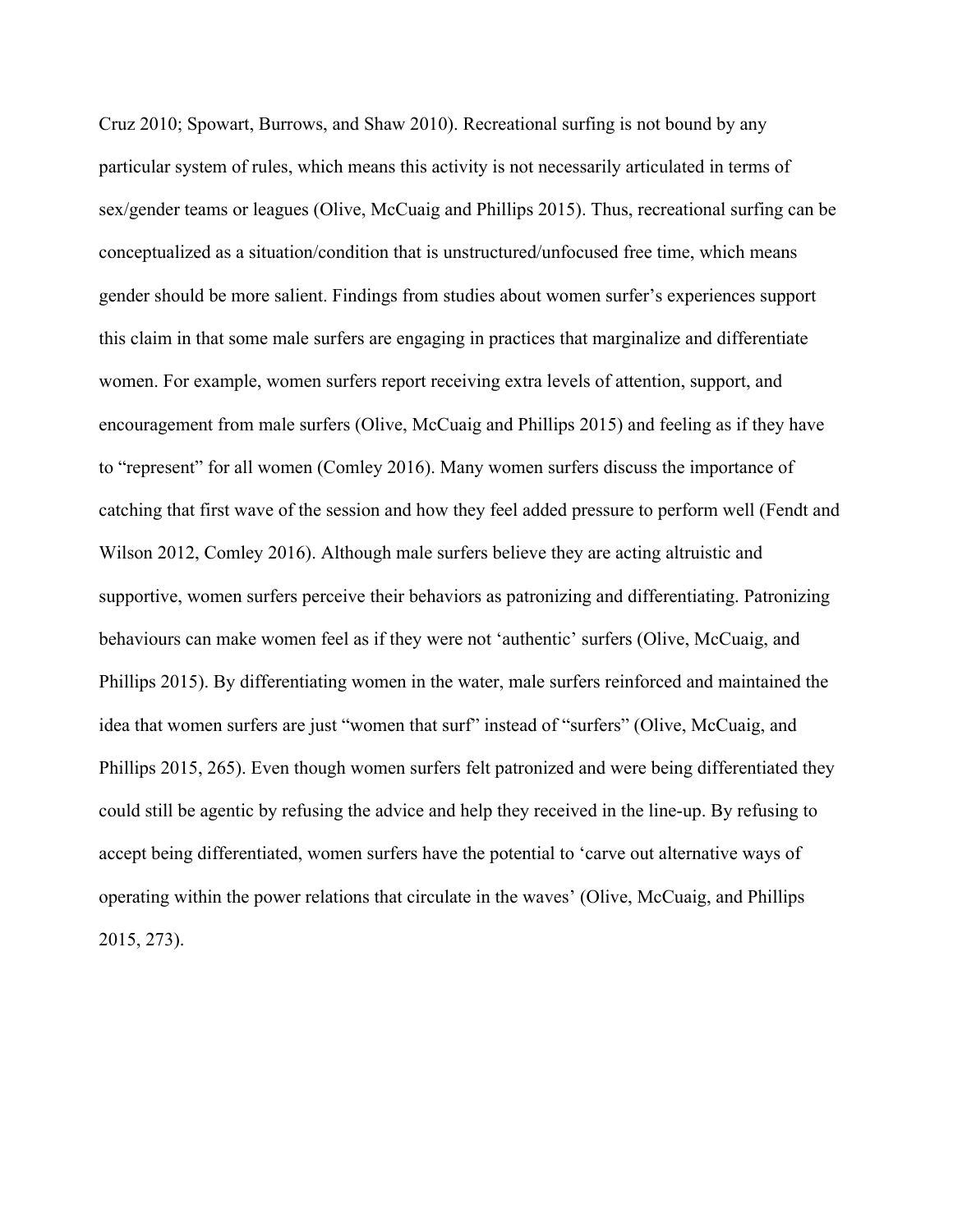Cruz 2010; Spowart, Burrows, and Shaw 2010). Recreational surfing is not bound by any particular system of rules, which means this activity is not necessarily articulated in terms of sex/gender teams or leagues (Olive, McCuaig and Phillips 2015). Thus, recreational surfing can be conceptualized as a situation/condition that is unstructured/unfocused free time, which means gender should be more salient. Findings from studies about women surfer's experiences support this claim in that some male surfers are engaging in practices that marginalize and differentiate women. For example, women surfers report receiving extra levels of attention, support, and encouragement from male surfers (Olive, McCuaig and Phillips 2015) and feeling as if they have to "represent" for all women (Comley 2016). Many women surfers discuss the importance of catching that first wave of the session and how they feel added pressure to perform well (Fendt and Wilson 2012, Comley 2016). Although male surfers believe they are acting altruistic and supportive, women surfers perceive their behaviors as patronizing and differentiating. Patronizing behaviours can make women feel as if they were not 'authentic' surfers (Olive, McCuaig, and Phillips 2015). By differentiating women in the water, male surfers reinforced and maintained the idea that women surfers are just "women that surf" instead of "surfers" (Olive, McCuaig, and Phillips 2015, 265). Even though women surfers felt patronized and were being differentiated they could still be agentic by refusing the advice and help they received in the line-up. By refusing to accept being differentiated, women surfers have the potential to 'carve out alternative ways of operating within the power relations that circulate in the waves' (Olive, McCuaig, and Phillips 2015, 273).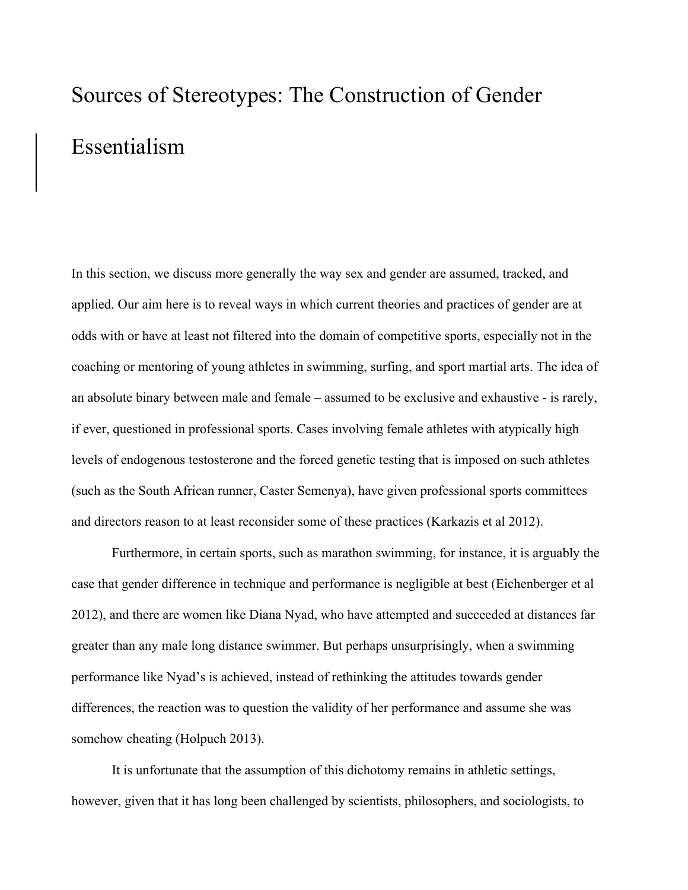# Sources of Stereotypes: The Construction of Gender Essentialism

In this section, we discuss more generally the way sex and gender are assumed, tracked, and applied. Our aim here is to reveal ways in which current theories and practices of gender are at odds with or have at least not filtered into the domain of competitive sports, especially not in the coaching or mentoring of young athletes in swimming, surfing, and sport martial arts. The idea of an absolute binary between male and female – assumed to be exclusive and exhaustive - is rarely, if ever, questioned in professional sports. Cases involving female athletes with atypically high levels of endogenous testosterone and the forced genetic testing that is imposed on such athletes (such as the South African runner, Caster Semenya), have given professional sports committees and directors reason to at least reconsider some of these practices (Karkazis et al 2012).

Furthermore, in certain sports, such as marathon swimming, for instance, it is arguably the case that gender difference in technique and performance is negligible at best (Eichenberger et al 2012), and there are women like Diana Nyad, who have attempted and succeeded at distances far greater than any male long distance swimmer. But perhaps unsurprisingly, when a swimming performance like Nyad's is achieved, instead of rethinking the attitudes towards gender differences, the reaction was to question the validity of her performance and assume she was somehow cheating (Holpuch 2013).

It is unfortunate that the assumption of this dichotomy remains in athletic settings, however, given that it has long been challenged by scientists, philosophers, and sociologists, to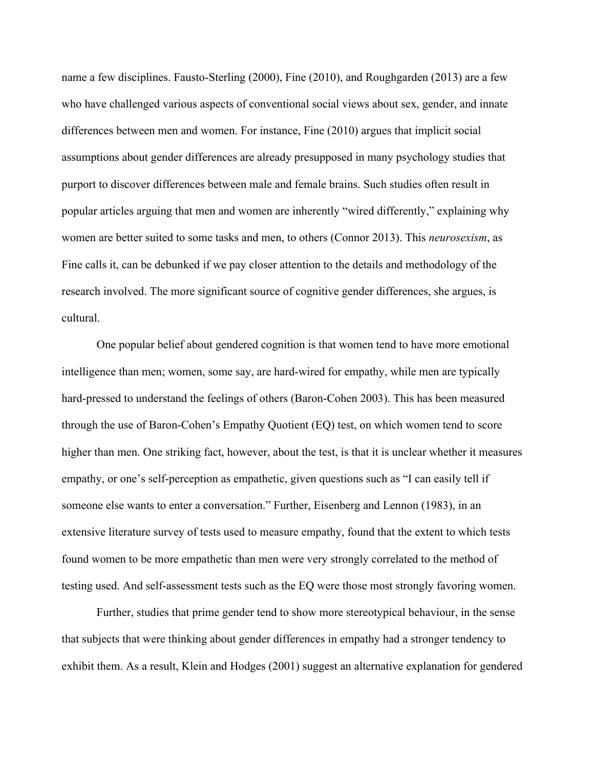name a few disciplines. Fausto-Sterling (2000), Fine (2010), and Roughgarden (2013) are a few who have challenged various aspects of conventional social views about sex, gender, and innate differences between men and women. For instance, Fine (2010) argues that implicit social assumptions about gender differences are already presupposed in many psychology studies that purport to discover differences between male and female brains. Such studies often result in popular articles arguing that men and women are inherently "wired differently," explaining why women are better suited to some tasks and men, to others (Connor 2013). This *neurosexism*, as Fine calls it, can be debunked if we pay closer attention to the details and methodology of the research involved. The more significant source of cognitive gender differences, she argues, is cultural.

One popular belief about gendered cognition is that women tend to have more emotional intelligence than men; women, some say, are hard-wired for empathy, while men are typically hard-pressed to understand the feelings of others (Baron-Cohen 2003). This has been measured through the use of Baron-Cohen's Empathy Quotient (EQ) test, on which women tend to score higher than men. One striking fact, however, about the test, is that it is unclear whether it measures empathy, or one's self-perception as empathetic, given questions such as "I can easily tell if someone else wants to enter a conversation." Further, Eisenberg and Lennon (1983), in an extensive literature survey of tests used to measure empathy, found that the extent to which tests found women to be more empathetic than men were very strongly correlated to the method of testing used. And self-assessment tests such as the EQ were those most strongly favoring women.

Further, studies that prime gender tend to show more stereotypical behaviour, in the sense that subjects that were thinking about gender differences in empathy had a stronger tendency to exhibit them. As a result, Klein and Hodges (2001) suggest an alternative explanation for gendered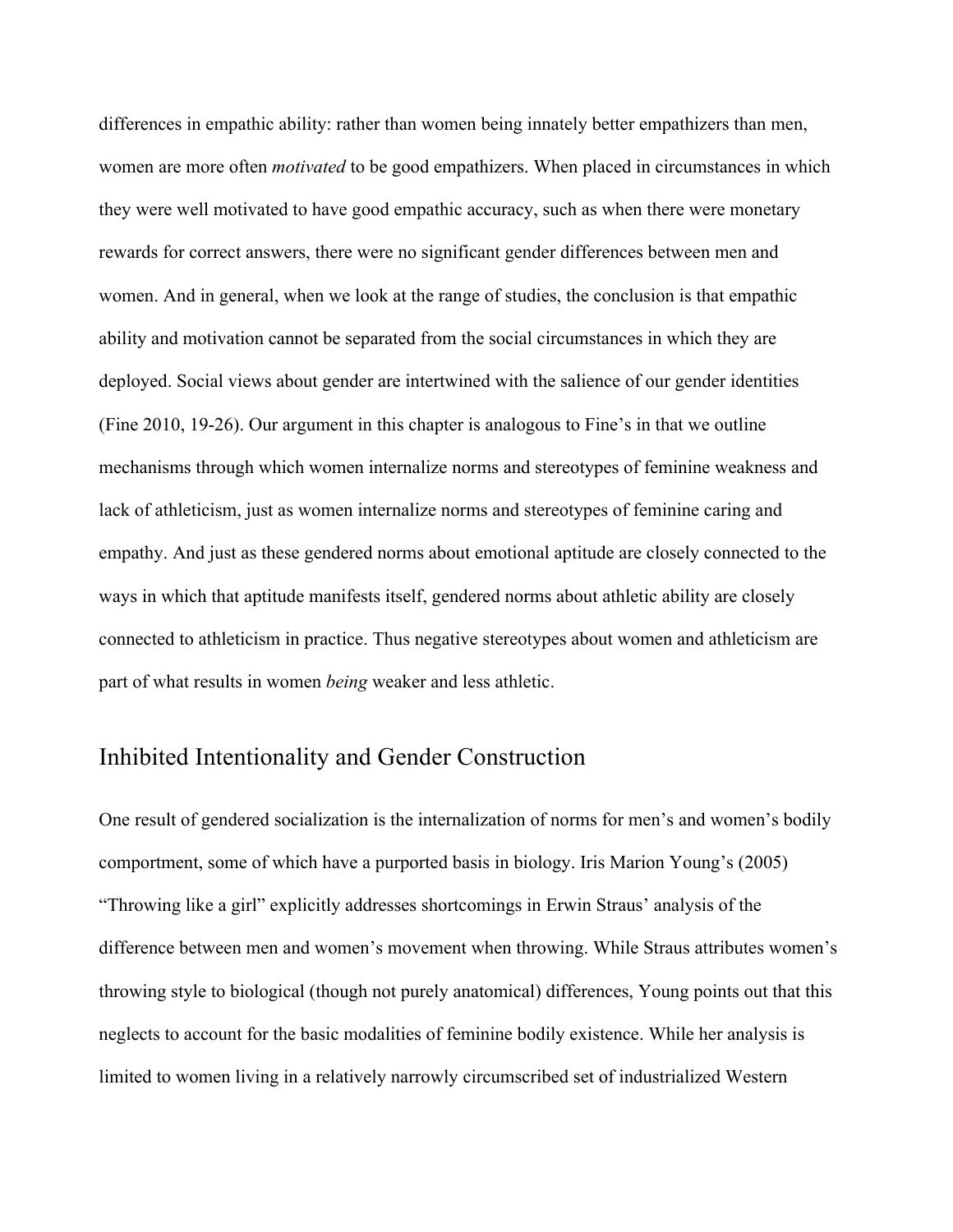differences in empathic ability: rather than women being innately better empathizers than men, women are more often *motivated* to be good empathizers. When placed in circumstances in which they were well motivated to have good empathic accuracy, such as when there were monetary rewards for correct answers, there were no significant gender differences between men and women. And in general, when we look at the range of studies, the conclusion is that empathic ability and motivation cannot be separated from the social circumstances in which they are deployed. Social views about gender are intertwined with the salience of our gender identities (Fine 2010, 19-26). Our argument in this chapter is analogous to Fine's in that we outline mechanisms through which women internalize norms and stereotypes of feminine weakness and lack of athleticism, just as women internalize norms and stereotypes of feminine caring and empathy. And just as these gendered norms about emotional aptitude are closely connected to the ways in which that aptitude manifests itself, gendered norms about athletic ability are closely connected to athleticism in practice. Thus negative stereotypes about women and athleticism are part of what results in women *being* weaker and less athletic.

## Inhibited Intentionality and Gender Construction

One result of gendered socialization is the internalization of norms for men's and women's bodily comportment, some of which have a purported basis in biology. Iris Marion Young's (2005) "Throwing like a girl" explicitly addresses shortcomings in Erwin Straus' analysis of the difference between men and women's movement when throwing. While Straus attributes women's throwing style to biological (though not purely anatomical) differences, Young points out that this neglects to account for the basic modalities of feminine bodily existence. While her analysis is limited to women living in a relatively narrowly circumscribed set of industrialized Western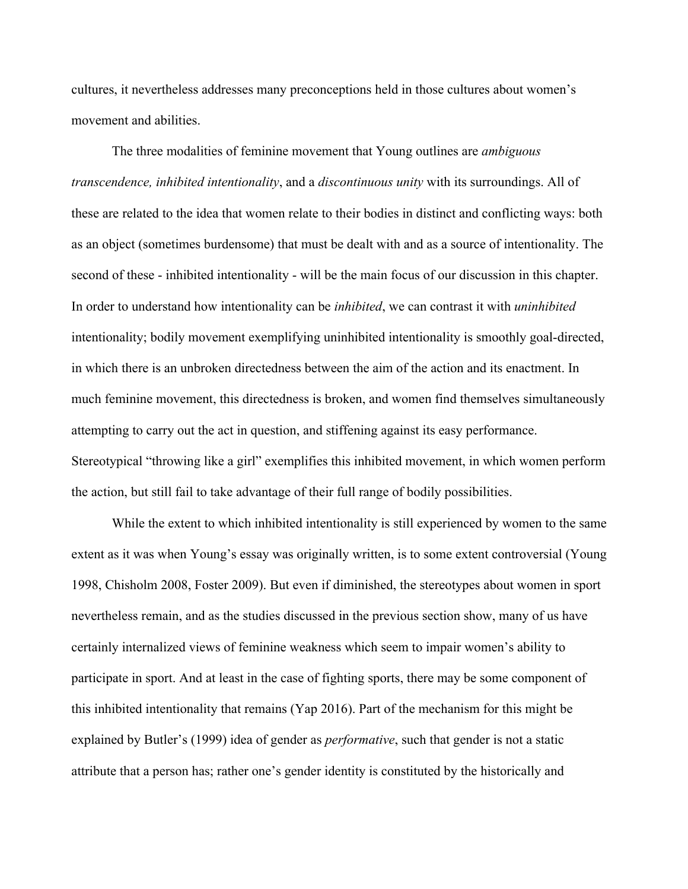cultures, it nevertheless addresses many preconceptions held in those cultures about women's movement and abilities.

The three modalities of feminine movement that Young outlines are *ambiguous transcendence, inhibited intentionality*, and a *discontinuous unity* with its surroundings. All of these are related to the idea that women relate to their bodies in distinct and conflicting ways: both as an object (sometimes burdensome) that must be dealt with and as a source of intentionality. The second of these - inhibited intentionality - will be the main focus of our discussion in this chapter. In order to understand how intentionality can be *inhibited*, we can contrast it with *uninhibited* intentionality; bodily movement exemplifying uninhibited intentionality is smoothly goal-directed, in which there is an unbroken directedness between the aim of the action and its enactment. In much feminine movement, this directedness is broken, and women find themselves simultaneously attempting to carry out the act in question, and stiffening against its easy performance. Stereotypical "throwing like a girl" exemplifies this inhibited movement, in which women perform the action, but still fail to take advantage of their full range of bodily possibilities.

While the extent to which inhibited intentionality is still experienced by women to the same extent as it was when Young's essay was originally written, is to some extent controversial (Young 1998, Chisholm 2008, Foster 2009). But even if diminished, the stereotypes about women in sport nevertheless remain, and as the studies discussed in the previous section show, many of us have certainly internalized views of feminine weakness which seem to impair women's ability to participate in sport. And at least in the case of fighting sports, there may be some component of this inhibited intentionality that remains (Yap 2016). Part of the mechanism for this might be explained by Butler's (1999) idea of gender as *performative*, such that gender is not a static attribute that a person has; rather one's gender identity is constituted by the historically and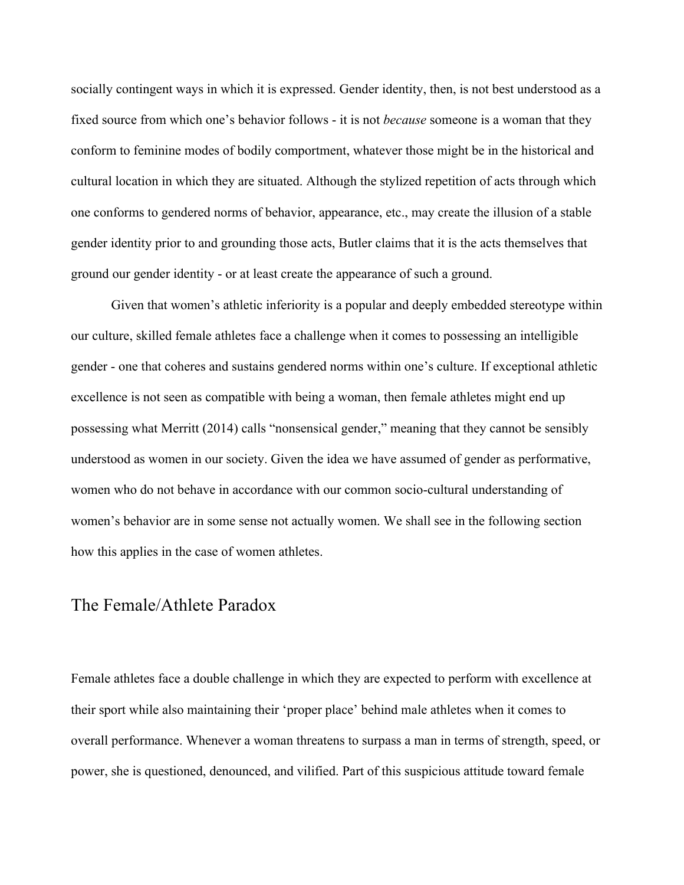socially contingent ways in which it is expressed. Gender identity, then, is not best understood as a fixed source from which one's behavior follows - it is not *because* someone is a woman that they conform to feminine modes of bodily comportment, whatever those might be in the historical and cultural location in which they are situated. Although the stylized repetition of acts through which one conforms to gendered norms of behavior, appearance, etc., may create the illusion of a stable gender identity prior to and grounding those acts, Butler claims that it is the acts themselves that ground our gender identity - or at least create the appearance of such a ground.

Given that women's athletic inferiority is a popular and deeply embedded stereotype within our culture, skilled female athletes face a challenge when it comes to possessing an intelligible gender - one that coheres and sustains gendered norms within one's culture. If exceptional athletic excellence is not seen as compatible with being a woman, then female athletes might end up possessing what Merritt (2014) calls "nonsensical gender," meaning that they cannot be sensibly understood as women in our society. Given the idea we have assumed of gender as performative, women who do not behave in accordance with our common socio-cultural understanding of women's behavior are in some sense not actually women. We shall see in the following section how this applies in the case of women athletes.

## The Female/Athlete Paradox

Female athletes face a double challenge in which they are expected to perform with excellence at their sport while also maintaining their 'proper place' behind male athletes when it comes to overall performance. Whenever a woman threatens to surpass a man in terms of strength, speed, or power, she is questioned, denounced, and vilified. Part of this suspicious attitude toward female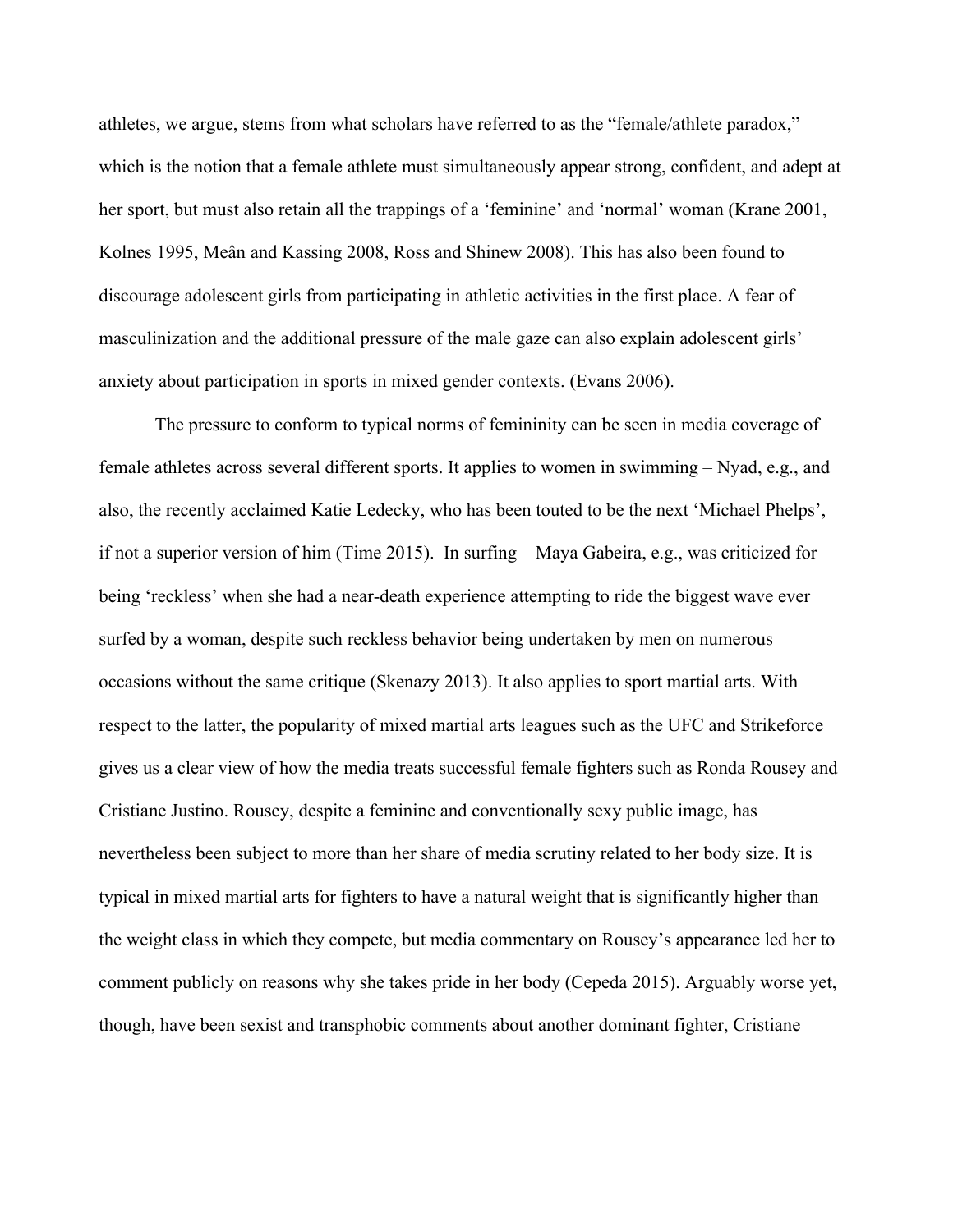athletes, we argue, stems from what scholars have referred to as the "female/athlete paradox," which is the notion that a female athlete must simultaneously appear strong, confident, and adept at her sport, but must also retain all the trappings of a 'feminine' and 'normal' woman (Krane 2001, Kolnes 1995, Meân and Kassing 2008, Ross and Shinew 2008). This has also been found to discourage adolescent girls from participating in athletic activities in the first place. A fear of masculinization and the additional pressure of the male gaze can also explain adolescent girls' anxiety about participation in sports in mixed gender contexts. (Evans 2006).

The pressure to conform to typical norms of femininity can be seen in media coverage of female athletes across several different sports. It applies to women in swimming – Nyad, e.g., and also, the recently acclaimed Katie Ledecky, who has been touted to be the next 'Michael Phelps', if not a superior version of him (Time 2015). In surfing – Maya Gabeira, e.g., was criticized for being 'reckless' when she had a near-death experience attempting to ride the biggest wave ever surfed by a woman, despite such reckless behavior being undertaken by men on numerous occasions without the same critique (Skenazy 2013). It also applies to sport martial arts. With respect to the latter, the popularity of mixed martial arts leagues such as the UFC and Strikeforce gives us a clear view of how the media treats successful female fighters such as Ronda Rousey and Cristiane Justino. Rousey, despite a feminine and conventionally sexy public image, has nevertheless been subject to more than her share of media scrutiny related to her body size. It is typical in mixed martial arts for fighters to have a natural weight that is significantly higher than the weight class in which they compete, but media commentary on Rousey's appearance led her to comment publicly on reasons why she takes pride in her body (Cepeda 2015). Arguably worse yet, though, have been sexist and transphobic comments about another dominant fighter, Cristiane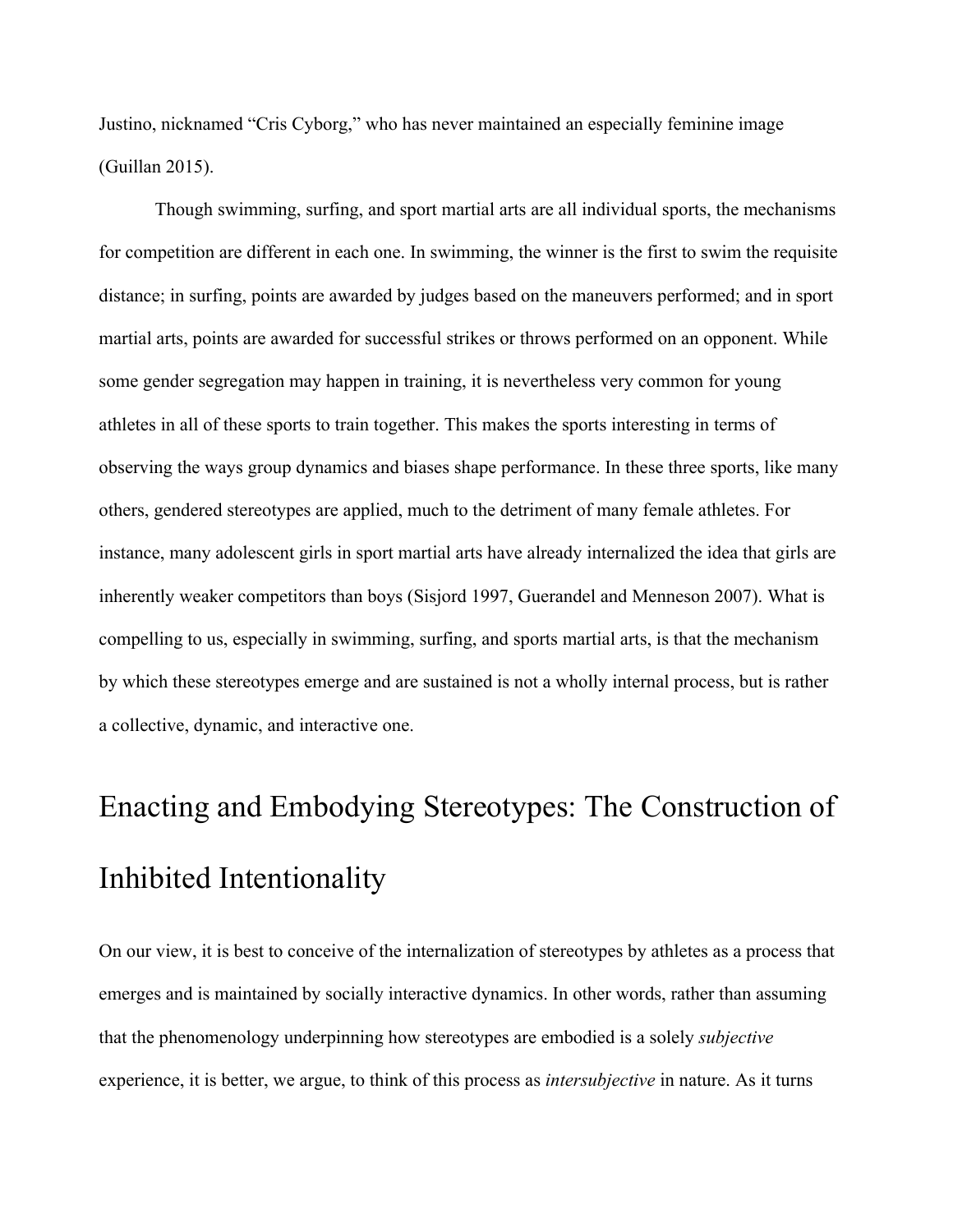Justino, nicknamed "Cris Cyborg," who has never maintained an especially feminine image (Guillan 2015).

Though swimming, surfing, and sport martial arts are all individual sports, the mechanisms for competition are different in each one. In swimming, the winner is the first to swim the requisite distance; in surfing, points are awarded by judges based on the maneuvers performed; and in sport martial arts, points are awarded for successful strikes or throws performed on an opponent. While some gender segregation may happen in training, it is nevertheless very common for young athletes in all of these sports to train together. This makes the sports interesting in terms of observing the ways group dynamics and biases shape performance. In these three sports, like many others, gendered stereotypes are applied, much to the detriment of many female athletes. For instance, many adolescent girls in sport martial arts have already internalized the idea that girls are inherently weaker competitors than boys (Sisjord 1997, Guerandel and Menneson 2007). What is compelling to us, especially in swimming, surfing, and sports martial arts, is that the mechanism by which these stereotypes emerge and are sustained is not a wholly internal process, but is rather a collective, dynamic, and interactive one.

## Enacting and Embodying Stereotypes: The Construction of Inhibited Intentionality

On our view, it is best to conceive of the internalization of stereotypes by athletes as a process that emerges and is maintained by socially interactive dynamics. In other words, rather than assuming that the phenomenology underpinning how stereotypes are embodied is a solely *subjective* experience, it is better, we argue, to think of this process as *intersubjective* in nature. As it turns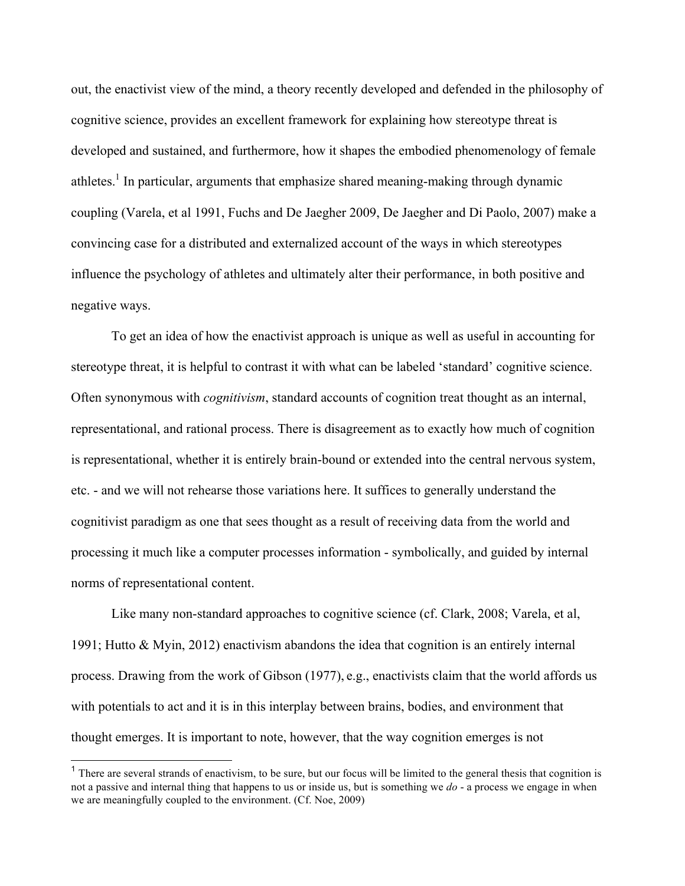out, the enactivist view of the mind, a theory recently developed and defended in the philosophy of cognitive science, provides an excellent framework for explaining how stereotype threat is developed and sustained, and furthermore, how it shapes the embodied phenomenology of female athletes.[1] In particular, arguments that emphasize shared meaning-making through dynamic coupling (Varela, et al 1991, Fuchs and De Jaegher 2009, De Jaegher and Di Paolo, 2007) make a convincing case for a distributed and externalized account of the ways in which stereotypes influence the psychology of athletes and ultimately alter their performance, in both positive and negative ways.

To get an idea of how the enactivist approach is unique as well as useful in accounting for stereotype threat, it is helpful to contrast it with what can be labeled 'standard' cognitive science. Often synonymous with *cognitivism*, standard accounts of cognition treat thought as an internal, representational, and rational process. There is disagreement as to exactly how much of cognition is representational, whether it is entirely brain-bound or extended into the central nervous system, etc. - and we will not rehearse those variations here. It suffices to generally understand the cognitivist paradigm as one that sees thought as a result of receiving data from the world and processing it much like a computer processes information - symbolically, and guided by internal norms of representational content.

Like many non-standard approaches to cognitive science (cf. Clark, 2008; Varela, et al, 1991; Hutto & Myin, 2012) enactivism abandons the idea that cognition is an entirely internal process. Drawing from the work of Gibson (1977), e.g., enactivists claim that the world affords us with potentials to act and it is in this interplay between brains, bodies, and environment that thought emerges. It is important to note, however, that the way cognition emerges is not

[1] There are several strands of enactivism, to be sure, but our focus will be limited to the general thesis that cognition is not a passive and internal thing that happens to us or inside us, but is something we *do* - a process we engage in when we are meaningfully coupled to the environment. (Cf. Noe, 2009)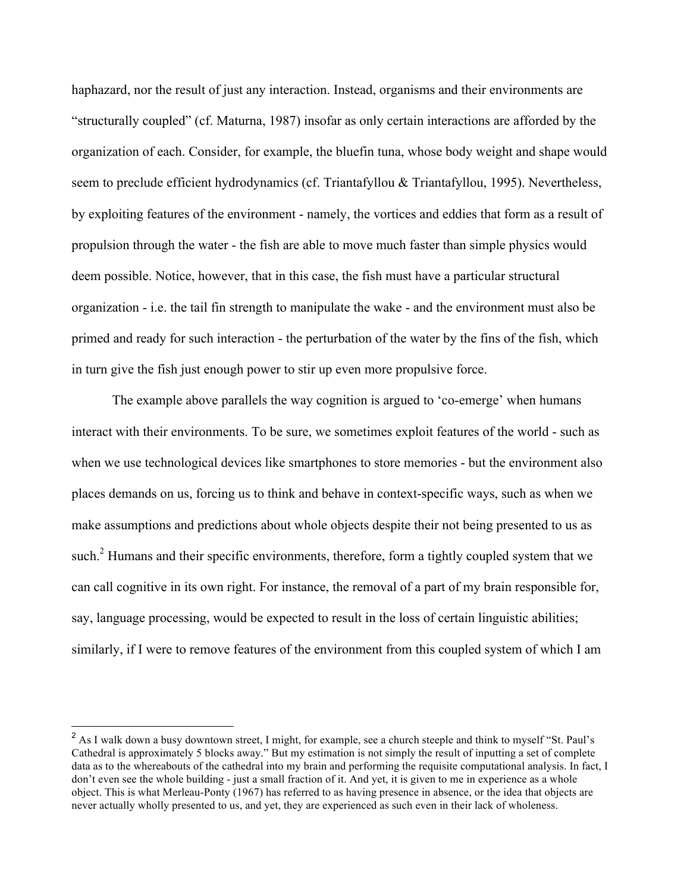haphazard, nor the result of just any interaction. Instead, organisms and their environments are "structurally coupled" (cf. Maturna, 1987) insofar as only certain interactions are afforded by the organization of each. Consider, for example, the bluefin tuna, whose body weight and shape would seem to preclude efficient hydrodynamics (cf. Triantafyllou & Triantafyllou, 1995). Nevertheless, by exploiting features of the environment - namely, the vortices and eddies that form as a result of propulsion through the water - the fish are able to move much faster than simple physics would deem possible. Notice, however, that in this case, the fish must have a particular structural organization - i.e. the tail fin strength to manipulate the wake - and the environment must also be primed and ready for such interaction - the perturbation of the water by the fins of the fish, which in turn give the fish just enough power to stir up even more propulsive force.

The example above parallels the way cognition is argued to 'co-emerge' when humans interact with their environments. To be sure, we sometimes exploit features of the world - such as when we use technological devices like smartphones to store memories - but the environment also places demands on us, forcing us to think and behave in context-specific ways, such as when we make assumptions and predictions about whole objects despite their not being presented to us as such.[2] Humans and their specific environments, therefore, form a tightly coupled system that we can call cognitive in its own right. For instance, the removal of a part of my brain responsible for, say, language processing, would be expected to result in the loss of certain linguistic abilities; similarly, if I were to remove features of the environment from this coupled system of which I am

[2] As I walk down a busy downtown street, I might, for example, see a church steeple and think to myself "St. Paul's Cathedral is approximately 5 blocks away." But my estimation is not simply the result of inputting a set of complete data as to the whereabouts of the cathedral into my brain and performing the requisite computational analysis. In fact, I don't even see the whole building - just a small fraction of it. And yet, it is given to me in experience as a whole object. This is what Merleau-Ponty (1967) has referred to as having presence in absence, or the idea that objects are never actually wholly presented to us, and yet, they are experienced as such even in their lack of wholeness.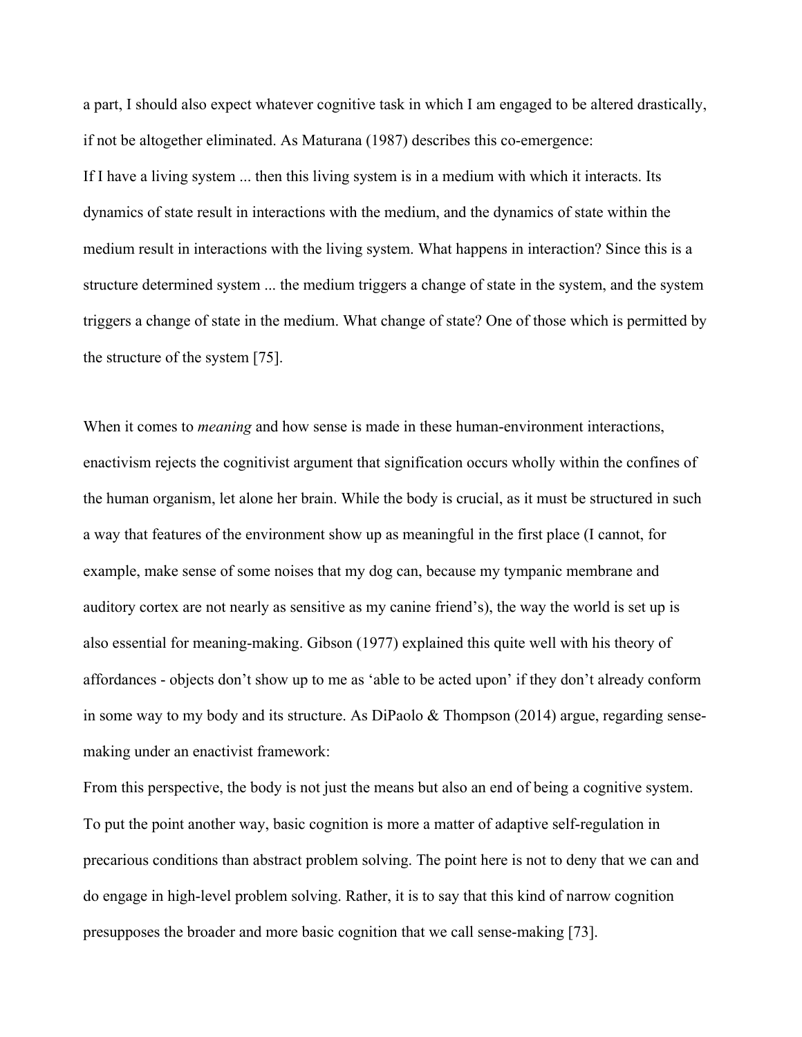a part, I should also expect whatever cognitive task in which I am engaged to be altered drastically, if not be altogether eliminated. As Maturana (1987) describes this co-emergence:

If I have a living system ... then this living system is in a medium with which it interacts. Its dynamics of state result in interactions with the medium, and the dynamics of state within the medium result in interactions with the living system. What happens in interaction? Since this is a structure determined system ... the medium triggers a change of state in the system, and the system triggers a change of state in the medium. What change of state? One of those which is permitted by the structure of the system [75].

When it comes to *meaning* and how sense is made in these human-environment interactions, enactivism rejects the cognitivist argument that signification occurs wholly within the confines of the human organism, let alone her brain. While the body is crucial, as it must be structured in such a way that features of the environment show up as meaningful in the first place (I cannot, for example, make sense of some noises that my dog can, because my tympanic membrane and auditory cortex are not nearly as sensitive as my canine friend's), the way the world is set up is also essential for meaning-making. Gibson (1977) explained this quite well with his theory of affordances - objects don't show up to me as 'able to be acted upon' if they don't already conform in some way to my body and its structure. As DiPaolo & Thompson (2014) argue, regarding sense-making under an enactivist framework:

From this perspective, the body is not just the means but also an end of being a cognitive system. To put the point another way, basic cognition is more a matter of adaptive self-regulation in precarious conditions than abstract problem solving. The point here is not to deny that we can and do engage in high-level problem solving. Rather, it is to say that this kind of narrow cognition presupposes the broader and more basic cognition that we call sense-making [73].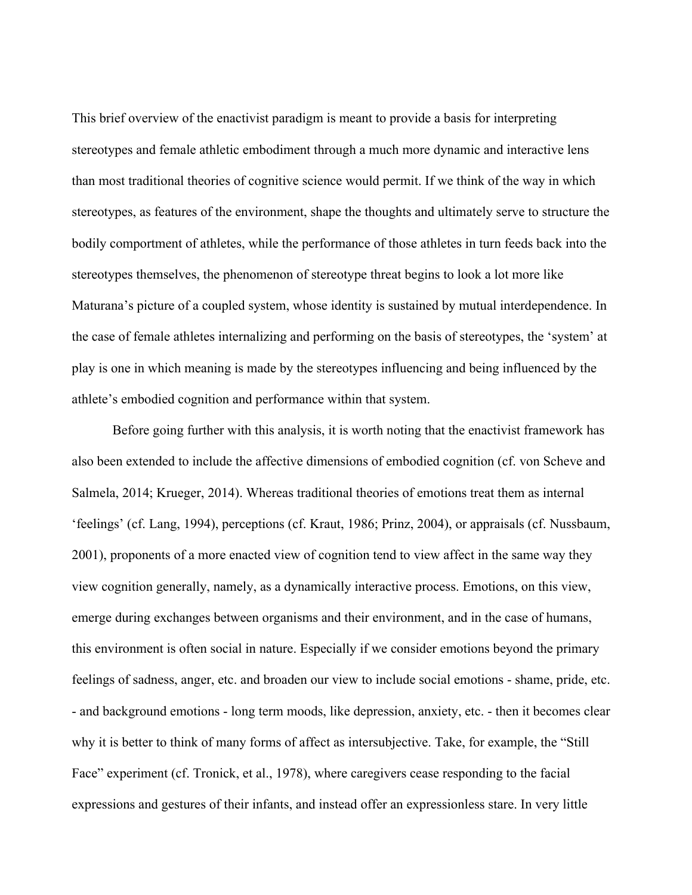This brief overview of the enactivist paradigm is meant to provide a basis for interpreting stereotypes and female athletic embodiment through a much more dynamic and interactive lens than most traditional theories of cognitive science would permit. If we think of the way in which stereotypes, as features of the environment, shape the thoughts and ultimately serve to structure the bodily comportment of athletes, while the performance of those athletes in turn feeds back into the stereotypes themselves, the phenomenon of stereotype threat begins to look a lot more like Maturana's picture of a coupled system, whose identity is sustained by mutual interdependence. In the case of female athletes internalizing and performing on the basis of stereotypes, the 'system' at play is one in which meaning is made by the stereotypes influencing and being influenced by the athlete's embodied cognition and performance within that system.

Before going further with this analysis, it is worth noting that the enactivist framework has also been extended to include the affective dimensions of embodied cognition (cf. von Scheve and Salmela, 2014; Krueger, 2014). Whereas traditional theories of emotions treat them as internal 'feelings' (cf. Lang, 1994), perceptions (cf. Kraut, 1986; Prinz, 2004), or appraisals (cf. Nussbaum, 2001), proponents of a more enacted view of cognition tend to view affect in the same way they view cognition generally, namely, as a dynamically interactive process. Emotions, on this view, emerge during exchanges between organisms and their environment, and in the case of humans, this environment is often social in nature. Especially if we consider emotions beyond the primary feelings of sadness, anger, etc. and broaden our view to include social emotions - shame, pride, etc. - and background emotions - long term moods, like depression, anxiety, etc. - then it becomes clear why it is better to think of many forms of affect as intersubjective. Take, for example, the "Still Face" experiment (cf. Tronick, et al., 1978), where caregivers cease responding to the facial expressions and gestures of their infants, and instead offer an expressionless stare. In very little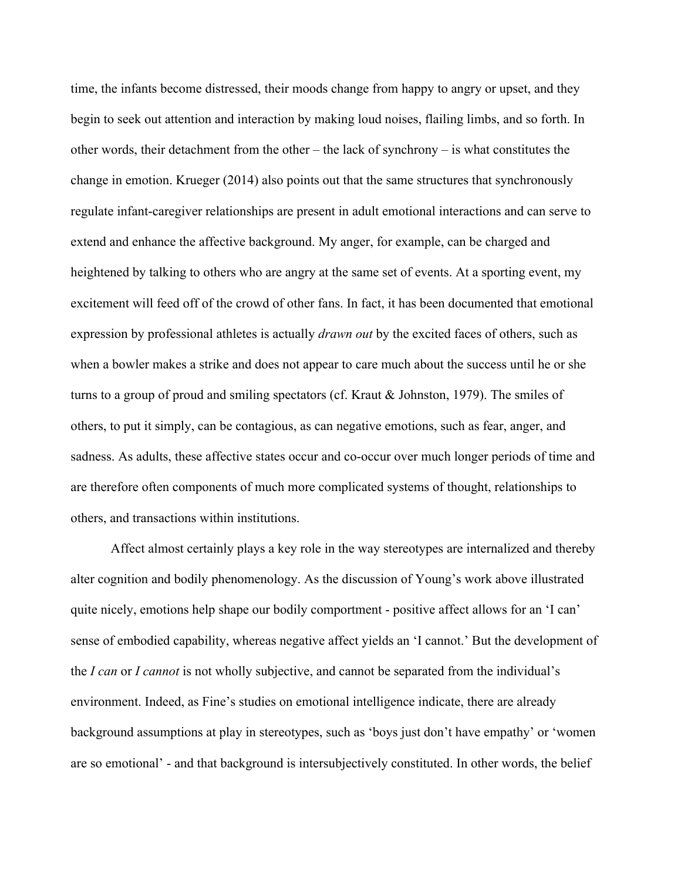time, the infants become distressed, their moods change from happy to angry or upset, and they begin to seek out attention and interaction by making loud noises, flailing limbs, and so forth. In other words, their detachment from the other – the lack of synchrony – is what constitutes the change in emotion. Krueger (2014) also points out that the same structures that synchronously regulate infant-caregiver relationships are present in adult emotional interactions and can serve to extend and enhance the affective background. My anger, for example, can be charged and heightened by talking to others who are angry at the same set of events. At a sporting event, my excitement will feed off of the crowd of other fans. In fact, it has been documented that emotional expression by professional athletes is actually *drawn out* by the excited faces of others, such as when a bowler makes a strike and does not appear to care much about the success until he or she turns to a group of proud and smiling spectators (cf. Kraut & Johnston, 1979). The smiles of others, to put it simply, can be contagious, as can negative emotions, such as fear, anger, and sadness. As adults, these affective states occur and co-occur over much longer periods of time and are therefore often components of much more complicated systems of thought, relationships to others, and transactions within institutions.

Affect almost certainly plays a key role in the way stereotypes are internalized and thereby alter cognition and bodily phenomenology. As the discussion of Young's work above illustrated quite nicely, emotions help shape our bodily comportment - positive affect allows for an 'I can' sense of embodied capability, whereas negative affect yields an 'I cannot.' But the development of the *I can* or *I cannot* is not wholly subjective, and cannot be separated from the individual's environment. Indeed, as Fine's studies on emotional intelligence indicate, there are already background assumptions at play in stereotypes, such as 'boys just don't have empathy' or 'women are so emotional' - and that background is intersubjectively constituted. In other words, the belief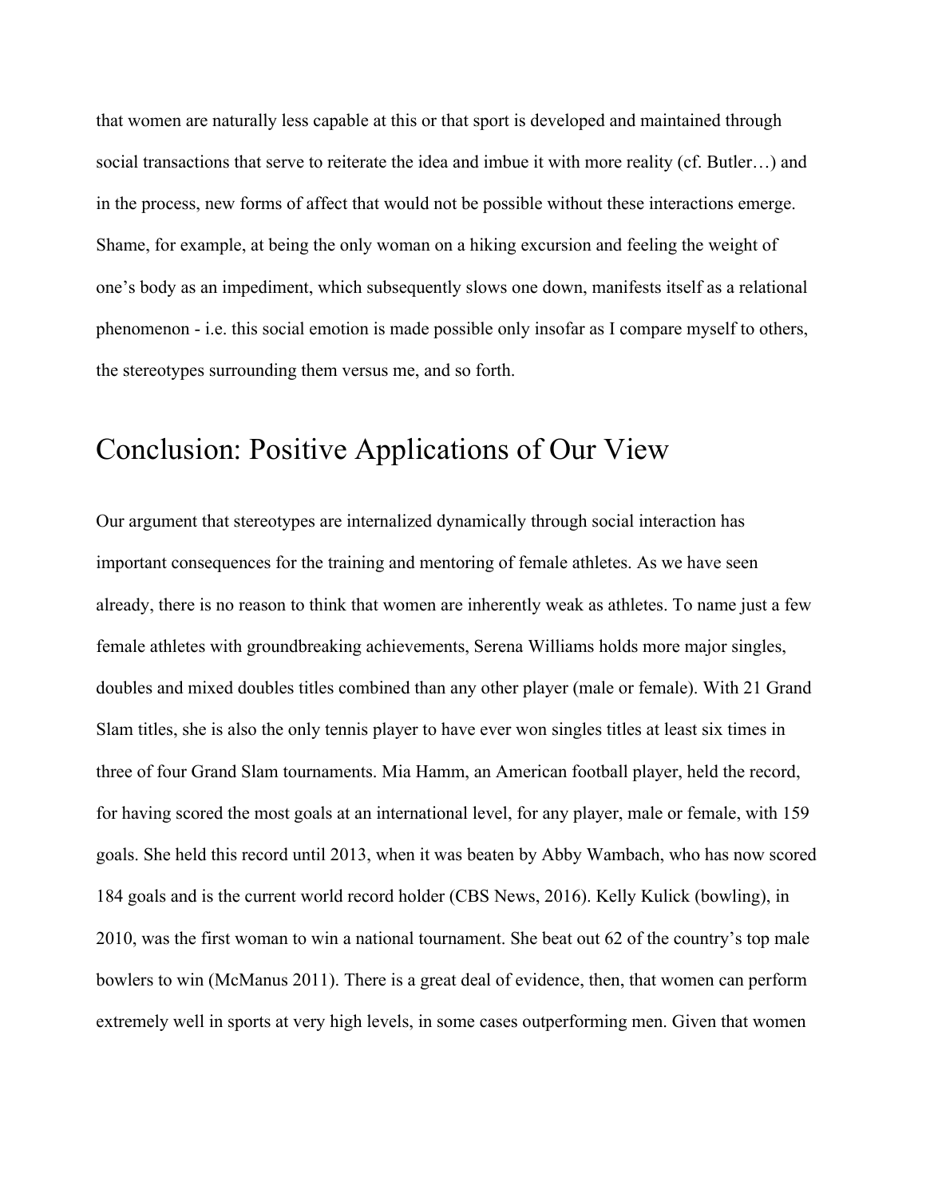that women are naturally less capable at this or that sport is developed and maintained through social transactions that serve to reiterate the idea and imbue it with more reality (cf. Butler…) and in the process, new forms of affect that would not be possible without these interactions emerge. Shame, for example, at being the only woman on a hiking excursion and feeling the weight of one's body as an impediment, which subsequently slows one down, manifests itself as a relational phenomenon - i.e. this social emotion is made possible only insofar as I compare myself to others, the stereotypes surrounding them versus me, and so forth.

## Conclusion: Positive Applications of Our View

Our argument that stereotypes are internalized dynamically through social interaction has important consequences for the training and mentoring of female athletes. As we have seen already, there is no reason to think that women are inherently weak as athletes. To name just a few female athletes with groundbreaking achievements, Serena Williams holds more major singles, doubles and mixed doubles titles combined than any other player (male or female). With 21 Grand Slam titles, she is also the only tennis player to have ever won singles titles at least six times in three of four Grand Slam tournaments. Mia Hamm, an American football player, held the record, for having scored the most goals at an international level, for any player, male or female, with 159 goals. She held this record until 2013, when it was beaten by Abby Wambach, who has now scored 184 goals and is the current world record holder (CBS News, 2016). Kelly Kulick (bowling), in 2010, was the first woman to win a national tournament. She beat out 62 of the country's top male bowlers to win (McManus 2011). There is a great deal of evidence, then, that women can perform extremely well in sports at very high levels, in some cases outperforming men. Given that women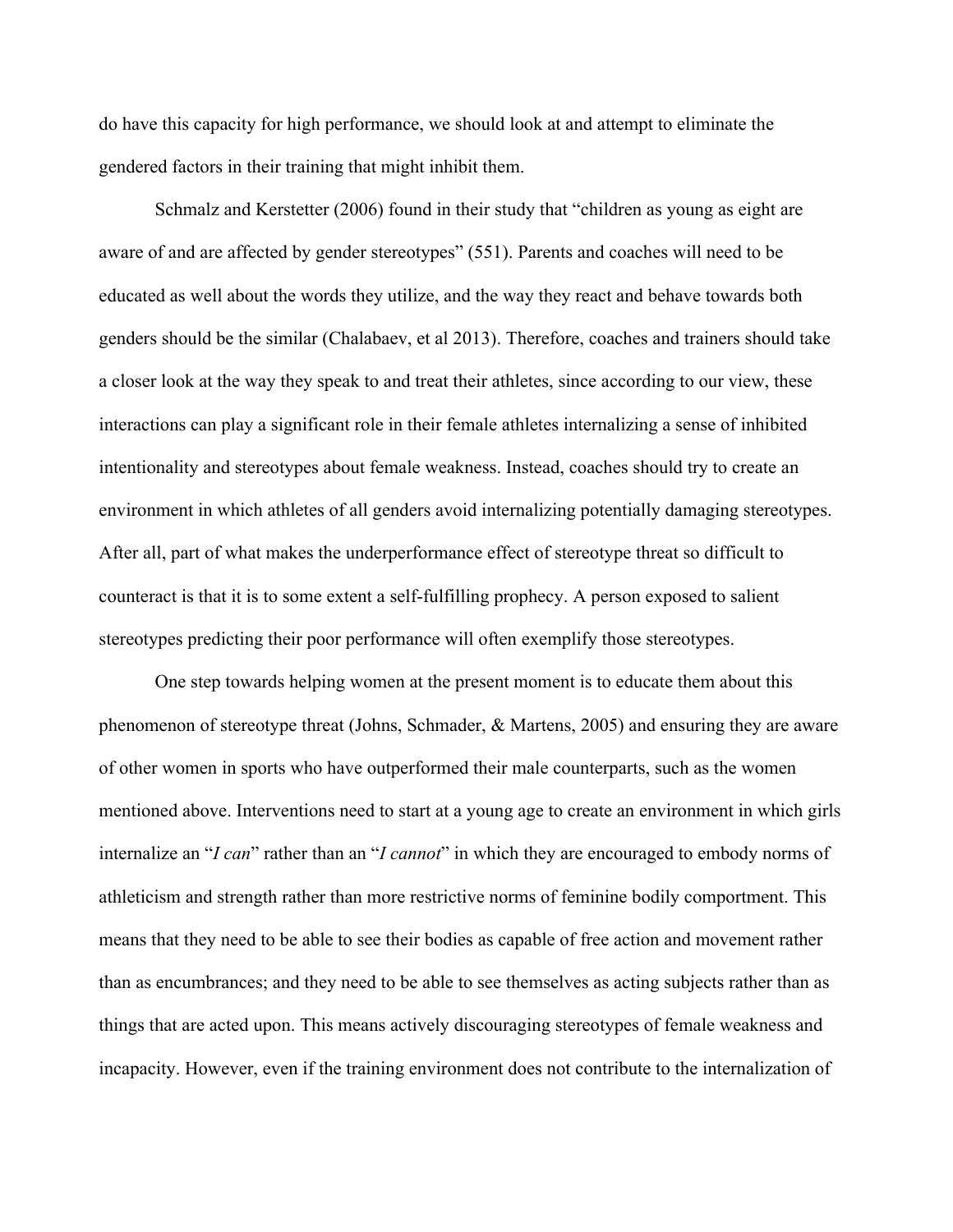do have this capacity for high performance, we should look at and attempt to eliminate the gendered factors in their training that might inhibit them.

Schmalz and Kerstetter (2006) found in their study that "children as young as eight are aware of and are affected by gender stereotypes" (551). Parents and coaches will need to be educated as well about the words they utilize, and the way they react and behave towards both genders should be the similar (Chalabaev, et al 2013). Therefore, coaches and trainers should take a closer look at the way they speak to and treat their athletes, since according to our view, these interactions can play a significant role in their female athletes internalizing a sense of inhibited intentionality and stereotypes about female weakness. Instead, coaches should try to create an environment in which athletes of all genders avoid internalizing potentially damaging stereotypes. After all, part of what makes the underperformance effect of stereotype threat so difficult to counteract is that it is to some extent a self-fulfilling prophecy. A person exposed to salient stereotypes predicting their poor performance will often exemplify those stereotypes.

One step towards helping women at the present moment is to educate them about this phenomenon of stereotype threat (Johns, Schmader, & Martens, 2005) and ensuring they are aware of other women in sports who have outperformed their male counterparts, such as the women mentioned above. Interventions need to start at a young age to create an environment in which girls internalize an "*I can*" rather than an "*I cannot*" in which they are encouraged to embody norms of athleticism and strength rather than more restrictive norms of feminine bodily comportment. This means that they need to be able to see their bodies as capable of free action and movement rather than as encumbrances; and they need to be able to see themselves as acting subjects rather than as things that are acted upon. This means actively discouraging stereotypes of female weakness and incapacity. However, even if the training environment does not contribute to the internalization of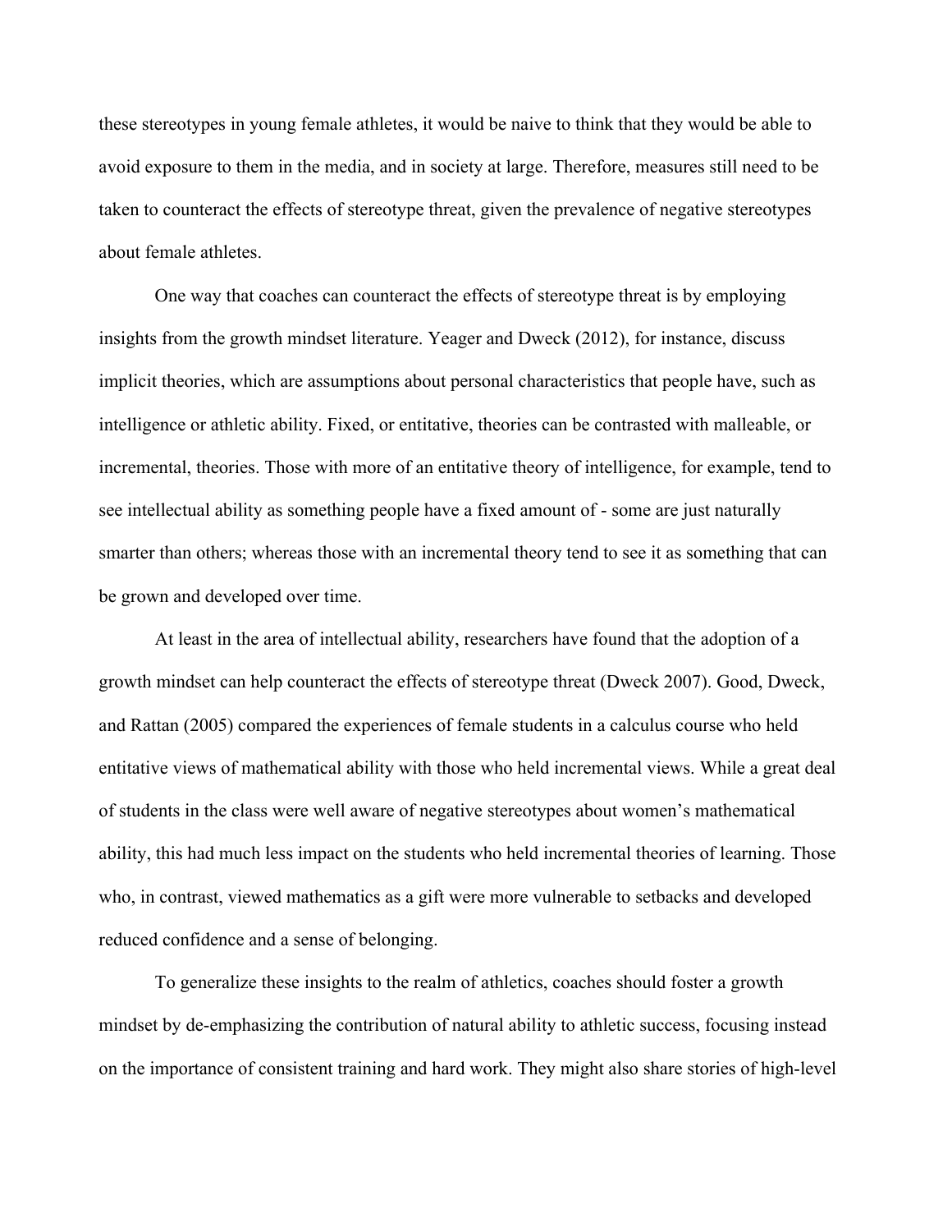these stereotypes in young female athletes, it would be naive to think that they would be able to avoid exposure to them in the media, and in society at large. Therefore, measures still need to be taken to counteract the effects of stereotype threat, given the prevalence of negative stereotypes about female athletes.

One way that coaches can counteract the effects of stereotype threat is by employing insights from the growth mindset literature. Yeager and Dweck (2012), for instance, discuss implicit theories, which are assumptions about personal characteristics that people have, such as intelligence or athletic ability. Fixed, or entitative, theories can be contrasted with malleable, or incremental, theories. Those with more of an entitative theory of intelligence, for example, tend to see intellectual ability as something people have a fixed amount of - some are just naturally smarter than others; whereas those with an incremental theory tend to see it as something that can be grown and developed over time.

At least in the area of intellectual ability, researchers have found that the adoption of a growth mindset can help counteract the effects of stereotype threat (Dweck 2007). Good, Dweck, and Rattan (2005) compared the experiences of female students in a calculus course who held entitative views of mathematical ability with those who held incremental views. While a great deal of students in the class were well aware of negative stereotypes about women's mathematical ability, this had much less impact on the students who held incremental theories of learning. Those who, in contrast, viewed mathematics as a gift were more vulnerable to setbacks and developed reduced confidence and a sense of belonging.

To generalize these insights to the realm of athletics, coaches should foster a growth mindset by de-emphasizing the contribution of natural ability to athletic success, focusing instead on the importance of consistent training and hard work. They might also share stories of high-level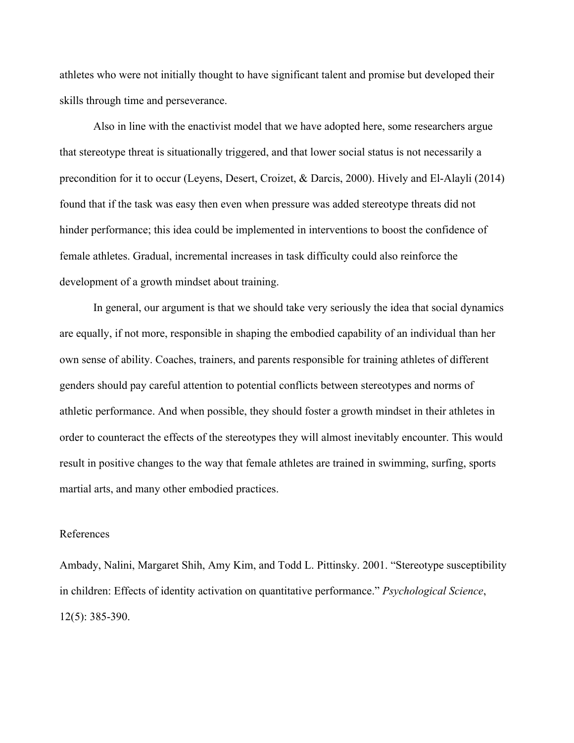athletes who were not initially thought to have significant talent and promise but developed their skills through time and perseverance.

Also in line with the enactivist model that we have adopted here, some researchers argue that stereotype threat is situationally triggered, and that lower social status is not necessarily a precondition for it to occur (Leyens, Desert, Croizet, & Darcis, 2000). Hively and El-Alayli (2014) found that if the task was easy then even when pressure was added stereotype threats did not hinder performance; this idea could be implemented in interventions to boost the confidence of female athletes. Gradual, incremental increases in task difficulty could also reinforce the development of a growth mindset about training.

In general, our argument is that we should take very seriously the idea that social dynamics are equally, if not more, responsible in shaping the embodied capability of an individual than her own sense of ability. Coaches, trainers, and parents responsible for training athletes of different genders should pay careful attention to potential conflicts between stereotypes and norms of athletic performance. And when possible, they should foster a growth mindset in their athletes in order to counteract the effects of the stereotypes they will almost inevitably encounter. This would result in positive changes to the way that female athletes are trained in swimming, surfing, sports martial arts, and many other embodied practices.

References

Ambady, Nalini, Margaret Shih, Amy Kim, and Todd L. Pittinsky. 2001. "Stereotype susceptibility in children: Effects of identity activation on quantitative performance." *Psychological Science*, 12(5): 385-390.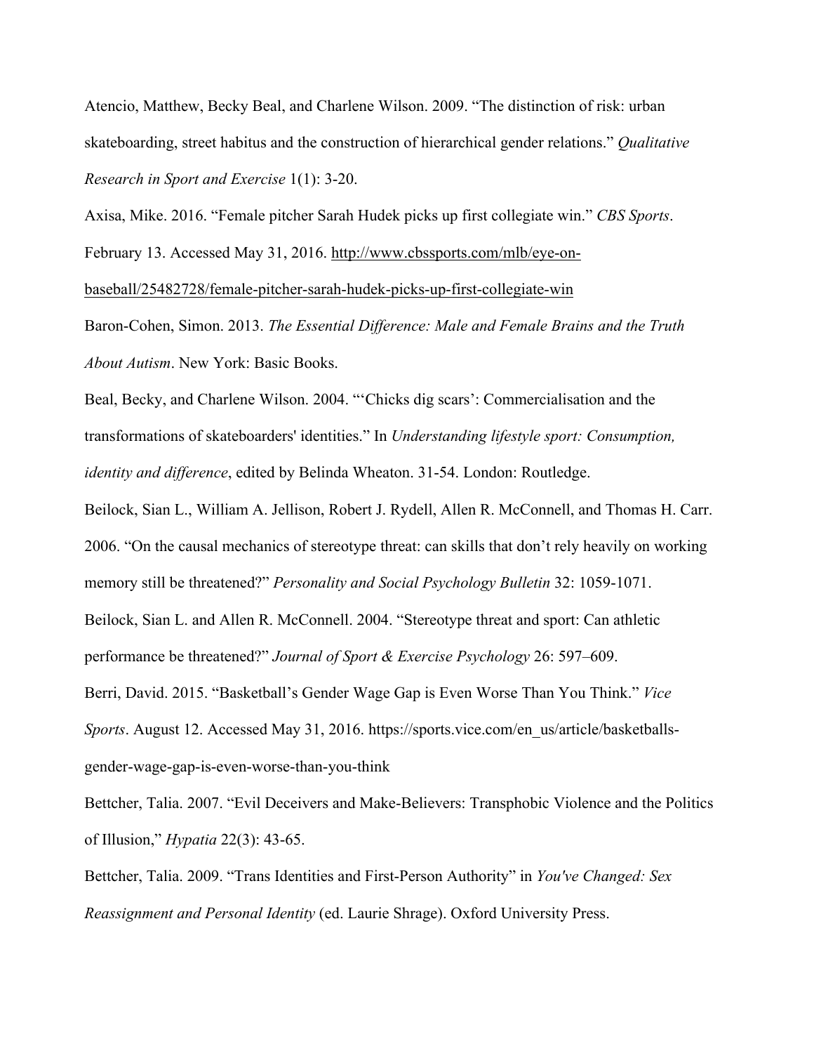Atencio, Matthew, Becky Beal, and Charlene Wilson. 2009. "The distinction of risk: urban skateboarding, street habitus and the construction of hierarchical gender relations." *Qualitative Research in Sport and Exercise* 1(1): 3-20.

Axisa, Mike. 2016. "Female pitcher Sarah Hudek picks up first collegiate win." *CBS Sports*. February 13. Accessed May 31, 2016. http://www.cbssports.com/mlb/eye-on-baseball/25482728/female-pitcher-sarah-hudek-picks-up-first-collegiate-win

Baron-Cohen, Simon. 2013. *The Essential Difference: Male and Female Brains and the Truth About Autism*. New York: Basic Books.

Beal, Becky, and Charlene Wilson. 2004. "'Chicks dig scars': Commercialisation and the transformations of skateboarders' identities." In *Understanding lifestyle sport: Consumption, identity and difference*, edited by Belinda Wheaton. 31-54. London: Routledge.

Beilock, Sian L., William A. Jellison, Robert J. Rydell, Allen R. McConnell, and Thomas H. Carr. 2006. "On the causal mechanics of stereotype threat: can skills that don't rely heavily on working memory still be threatened?" *Personality and Social Psychology Bulletin* 32: 1059-1071.

Beilock, Sian L. and Allen R. McConnell. 2004. "Stereotype threat and sport: Can athletic performance be threatened?" *Journal of Sport & Exercise Psychology* 26: 597–609.

Berri, David. 2015. "Basketball's Gender Wage Gap is Even Worse Than You Think." *Vice Sports*. August 12. Accessed May 31, 2016. https://sports.vice.com/en_us/article/basketballs-gender-wage-gap-is-even-worse-than-you-think

Bettcher, Talia. 2007. "Evil Deceivers and Make-Believers: Transphobic Violence and the Politics of Illusion," *Hypatia* 22(3): 43-65.

Bettcher, Talia. 2009. "Trans Identities and First-Person Authority" in *You've Changed: Sex Reassignment and Personal Identity* (ed. Laurie Shrage). Oxford University Press.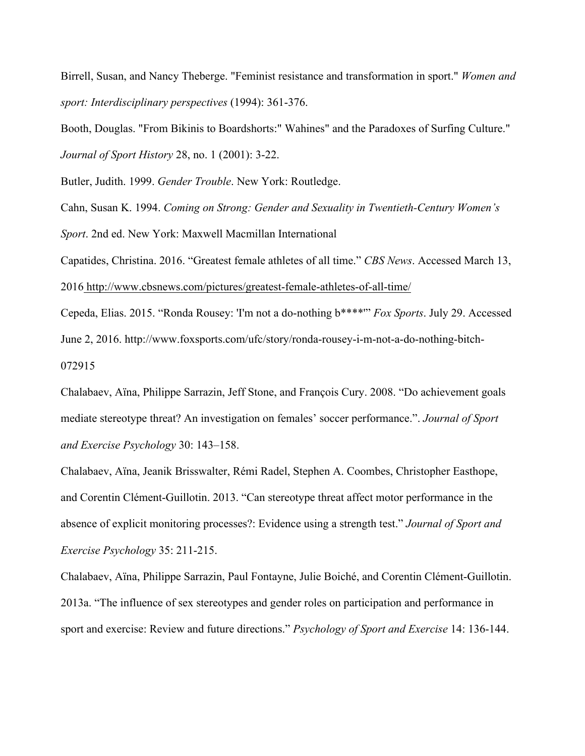Birrell, Susan, and Nancy Theberge. "Feminist resistance and transformation in sport." *Women and sport: Interdisciplinary perspectives* (1994): 361-376.

Booth, Douglas. "From Bikinis to Boardshorts:" Wahines" and the Paradoxes of Surfing Culture." *Journal of Sport History* 28, no. 1 (2001): 3-22.

Butler, Judith. 1999. *Gender Trouble*. New York: Routledge.

Cahn, Susan K. 1994. *Coming on Strong: Gender and Sexuality in Twentieth-Century Women's Sport*. 2nd ed. New York: Maxwell Macmillan International

Capatides, Christina. 2016. "Greatest female athletes of all time." *CBS News*. Accessed March 13, 2016 http://www.cbsnews.com/pictures/greatest-female-athletes-of-all-time/

Cepeda, Elias. 2015. "Ronda Rousey: 'I'm not a do-nothing b****'" *Fox Sports*. July 29. Accessed June 2, 2016. http://www.foxsports.com/ufc/story/ronda-rousey-i-m-not-a-do-nothing-bitch-072915

Chalabaev, Aïna, Philippe Sarrazin, Jeff Stone, and François Cury. 2008. "Do achievement goals mediate stereotype threat? An investigation on females' soccer performance.". *Journal of Sport and Exercise Psychology* 30: 143–158.

Chalabaev, Aïna, Jeanik Brisswalter, Rémi Radel, Stephen A. Coombes, Christopher Easthope, and Corentin Clément-Guillotin. 2013. "Can stereotype threat affect motor performance in the absence of explicit monitoring processes?: Evidence using a strength test." *Journal of Sport and Exercise Psychology* 35: 211-215.

Chalabaev, Aïna, Philippe Sarrazin, Paul Fontayne, Julie Boiché, and Corentin Clément-Guillotin. 2013a. "The influence of sex stereotypes and gender roles on participation and performance in sport and exercise: Review and future directions." *Psychology of Sport and Exercise* 14: 136-144.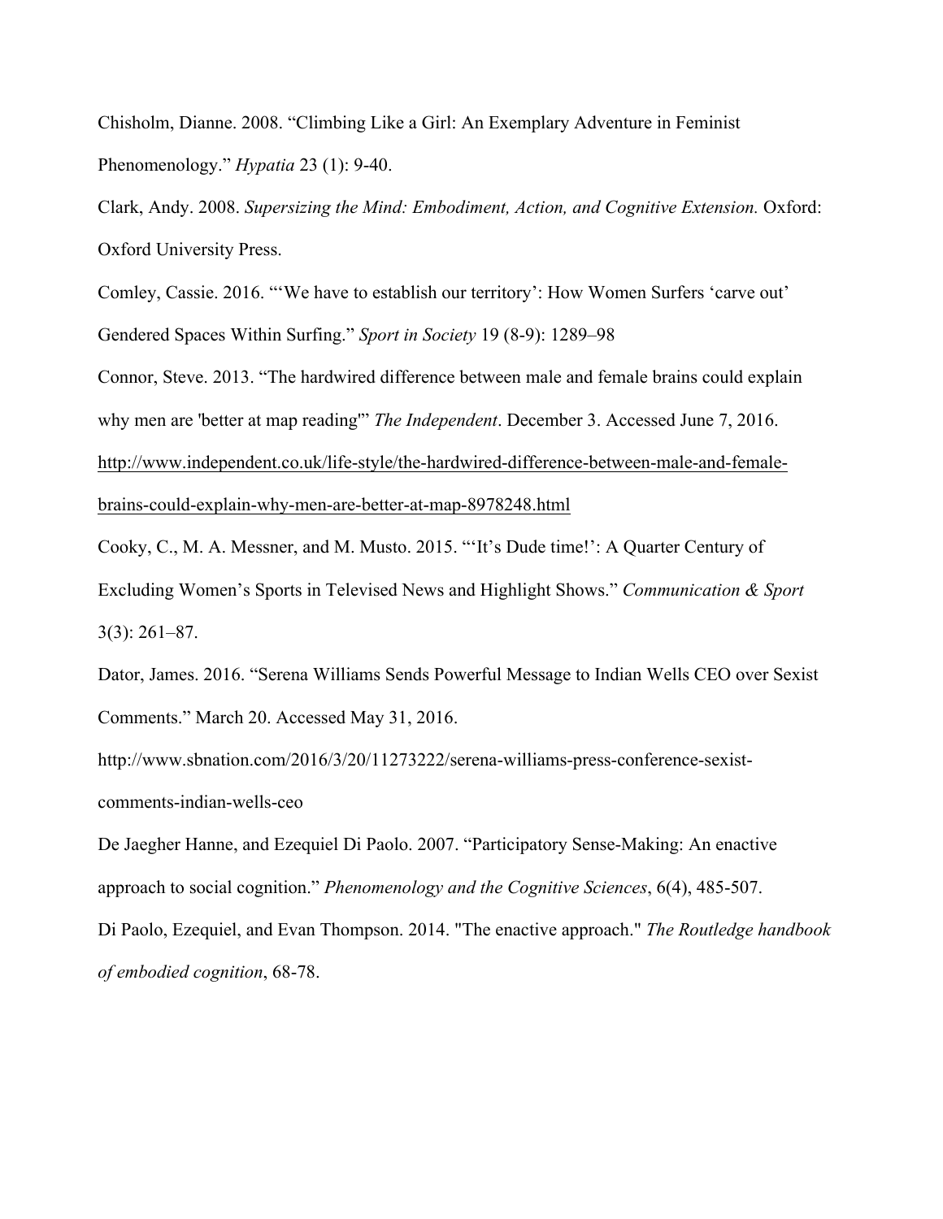Chisholm, Dianne. 2008. "Climbing Like a Girl: An Exemplary Adventure in Feminist Phenomenology." *Hypatia* 23 (1): 9-40.

Clark, Andy. 2008. *Supersizing the Mind: Embodiment, Action, and Cognitive Extension.* Oxford: Oxford University Press.

Comley, Cassie. 2016. "'We have to establish our territory': How Women Surfers 'carve out' Gendered Spaces Within Surfing." *Sport in Society* 19 (8-9): 1289–98

Connor, Steve. 2013. "The hardwired difference between male and female brains could explain why men are 'better at map reading'" *The Independent*. December 3. Accessed June 7, 2016. http://www.independent.co.uk/life-style/the-hardwired-difference-between-male-and-female-brains-could-explain-why-men-are-better-at-map-8978248.html

Cooky, C., M. A. Messner, and M. Musto. 2015. "'It's Dude time!': A Quarter Century of Excluding Women's Sports in Televised News and Highlight Shows." *Communication & Sport* 3(3): 261–87.

Dator, James. 2016. "Serena Williams Sends Powerful Message to Indian Wells CEO over Sexist Comments." March 20. Accessed May 31, 2016. http://www.sbnation.com/2016/3/20/11273222/serena-williams-press-conference-sexist-comments-indian-wells-ceo

De Jaegher Hanne, and Ezequiel Di Paolo. 2007. "Participatory Sense-Making: An enactive approach to social cognition." *Phenomenology and the Cognitive Sciences*, 6(4), 485-507.

Di Paolo, Ezequiel, and Evan Thompson. 2014. "The enactive approach." *The Routledge handbook of embodied cognition*, 68-78.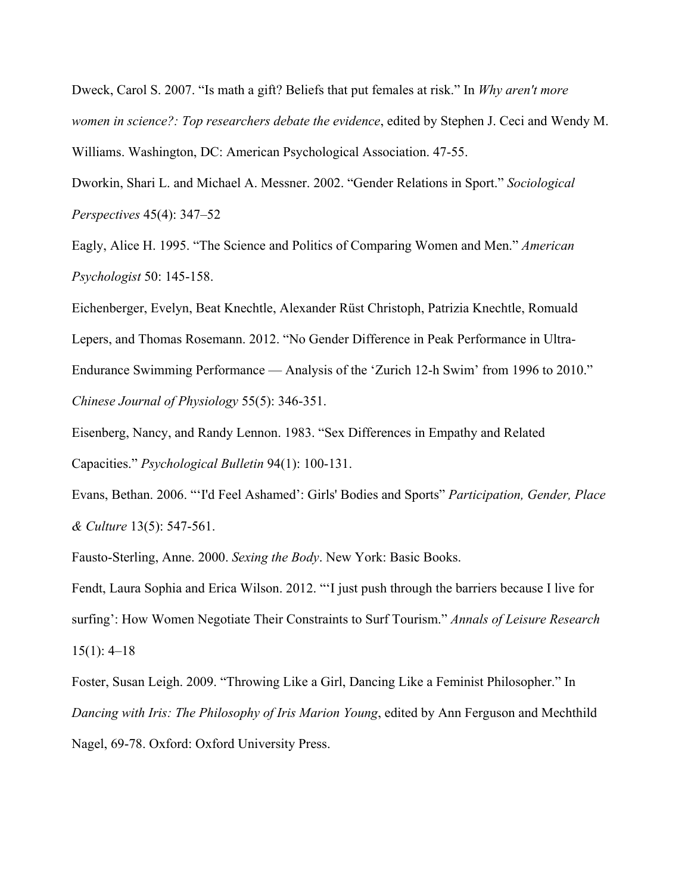Dweck, Carol S. 2007. “Is math a gift? Beliefs that put females at risk.” In *Why aren't more women in science?: Top researchers debate the evidence*, edited by Stephen J. Ceci and Wendy M. Williams. Washington, DC: American Psychological Association. 47-55.

Dworkin, Shari L. and Michael A. Messner. 2002. “Gender Relations in Sport.” *Sociological Perspectives* 45(4): 347–52

Eagly, Alice H. 1995. “The Science and Politics of Comparing Women and Men.” *American Psychologist* 50: 145-158.

Eichenberger, Evelyn, Beat Knechtle, Alexander Rüst Christoph, Patrizia Knechtle, Romuald Lepers, and Thomas Rosemann. 2012. “No Gender Difference in Peak Performance in Ultra-Endurance Swimming Performance — Analysis of the ‘Zurich 12-h Swim’ from 1996 to 2010.” *Chinese Journal of Physiology* 55(5): 346-351.

Eisenberg, Nancy, and Randy Lennon. 1983. “Sex Differences in Empathy and Related Capacities.” *Psychological Bulletin* 94(1): 100-131.

Evans, Bethan. 2006. “‘I'd Feel Ashamed’: Girls' Bodies and Sports” *Participation, Gender, Place & Culture* 13(5): 547-561.

Fausto-Sterling, Anne. 2000. *Sexing the Body*. New York: Basic Books.

Fendt, Laura Sophia and Erica Wilson. 2012. “‘I just push through the barriers because I live for surfing’: How Women Negotiate Their Constraints to Surf Tourism.” *Annals of Leisure Research* 15(1): 4–18

Foster, Susan Leigh. 2009. “Throwing Like a Girl, Dancing Like a Feminist Philosopher.” In *Dancing with Iris: The Philosophy of Iris Marion Young*, edited by Ann Ferguson and Mechthild Nagel, 69-78. Oxford: Oxford University Press.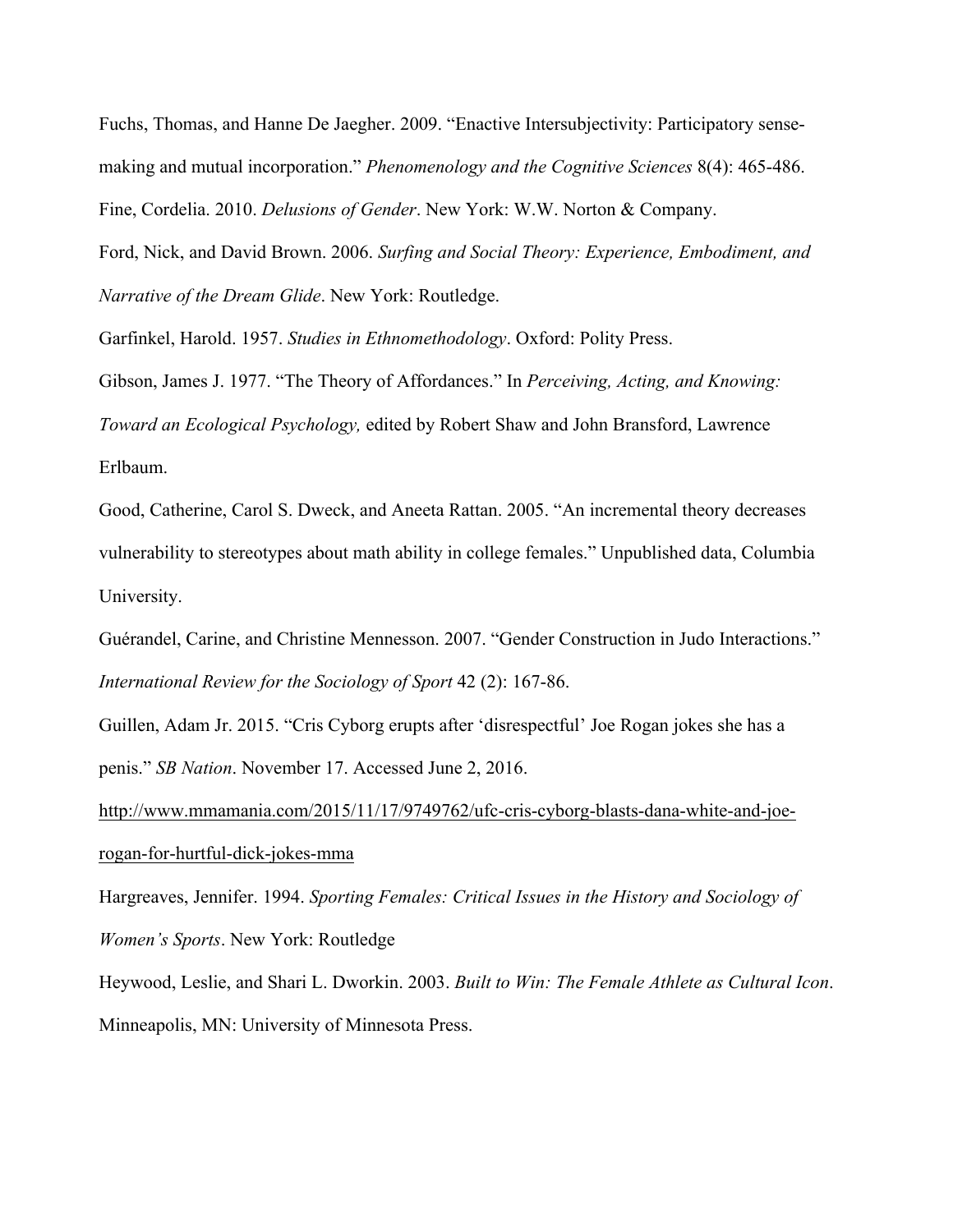Fuchs, Thomas, and Hanne De Jaegher. 2009. "Enactive Intersubjectivity: Participatory sense-making and mutual incorporation." *Phenomenology and the Cognitive Sciences* 8(4): 465-486.

Fine, Cordelia. 2010. *Delusions of Gender*. New York: W.W. Norton & Company.

Ford, Nick, and David Brown. 2006. *Surfing and Social Theory: Experience, Embodiment, and Narrative of the Dream Glide*. New York: Routledge.

Garfinkel, Harold. 1957. *Studies in Ethnomethodology*. Oxford: Polity Press.

Gibson, James J. 1977. "The Theory of Affordances." In *Perceiving, Acting, and Knowing: Toward an Ecological Psychology,* edited by Robert Shaw and John Bransford, Lawrence Erlbaum.

Good, Catherine, Carol S. Dweck, and Aneeta Rattan. 2005. "An incremental theory decreases vulnerability to stereotypes about math ability in college females." Unpublished data, Columbia University.

Guérandel, Carine, and Christine Mennesson. 2007. "Gender Construction in Judo Interactions." *International Review for the Sociology of Sport* 42 (2): 167-86.

Guillen, Adam Jr. 2015. "Cris Cyborg erupts after 'disrespectful' Joe Rogan jokes she has a penis." *SB Nation*. November 17. Accessed June 2, 2016. http://www.mmamania.com/2015/11/17/9749762/ufc-cris-cyborg-blasts-dana-white-and-joe-rogan-for-hurtful-dick-jokes-mma

Hargreaves, Jennifer. 1994. *Sporting Females: Critical Issues in the History and Sociology of Women's Sports*. New York: Routledge

Heywood, Leslie, and Shari L. Dworkin. 2003. *Built to Win: The Female Athlete as Cultural Icon*. Minneapolis, MN: University of Minnesota Press.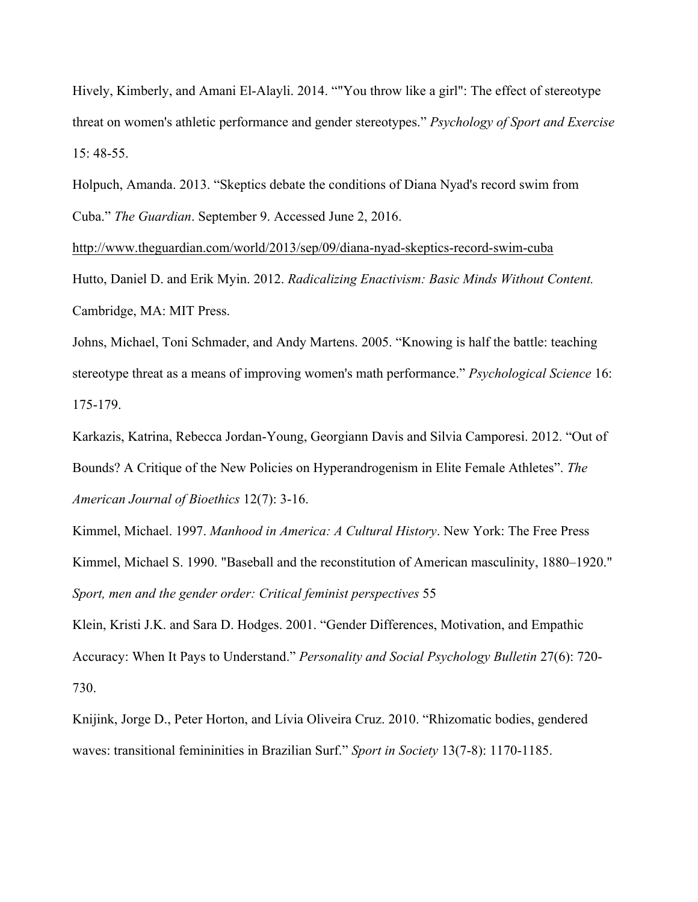Hively, Kimberly, and Amani El-Alayli. 2014. “"You throw like a girl": The effect of stereotype threat on women's athletic performance and gender stereotypes.” *Psychology of Sport and Exercise* 15: 48-55.

Holpuch, Amanda. 2013. “Skeptics debate the conditions of Diana Nyad's record swim from Cuba.” *The Guardian*. September 9. Accessed June 2, 2016. http://www.theguardian.com/world/2013/sep/09/diana-nyad-skeptics-record-swim-cuba

Hutto, Daniel D. and Erik Myin. 2012. *Radicalizing Enactivism: Basic Minds Without Content.* Cambridge, MA: MIT Press.

Johns, Michael, Toni Schmader, and Andy Martens. 2005. “Knowing is half the battle: teaching stereotype threat as a means of improving women's math performance.” *Psychological Science* 16: 175-179.

Karkazis, Katrina, Rebecca Jordan-Young, Georgiann Davis and Silvia Camporesi. 2012. “Out of Bounds? A Critique of the New Policies on Hyperandrogenism in Elite Female Athletes”. *The American Journal of Bioethics* 12(7): 3-16.

Kimmel, Michael. 1997. *Manhood in America: A Cultural History*. New York: The Free Press

Kimmel, Michael S. 1990. "Baseball and the reconstitution of American masculinity, 1880–1920." *Sport, men and the gender order: Critical feminist perspectives* 55

Klein, Kristi J.K. and Sara D. Hodges. 2001. “Gender Differences, Motivation, and Empathic Accuracy: When It Pays to Understand.” *Personality and Social Psychology Bulletin* 27(6): 720-730.

Knijink, Jorge D., Peter Horton, and Lívia Oliveira Cruz. 2010. “Rhizomatic bodies, gendered waves: transitional femininities in Brazilian Surf.” *Sport in Society* 13(7-8): 1170-1185.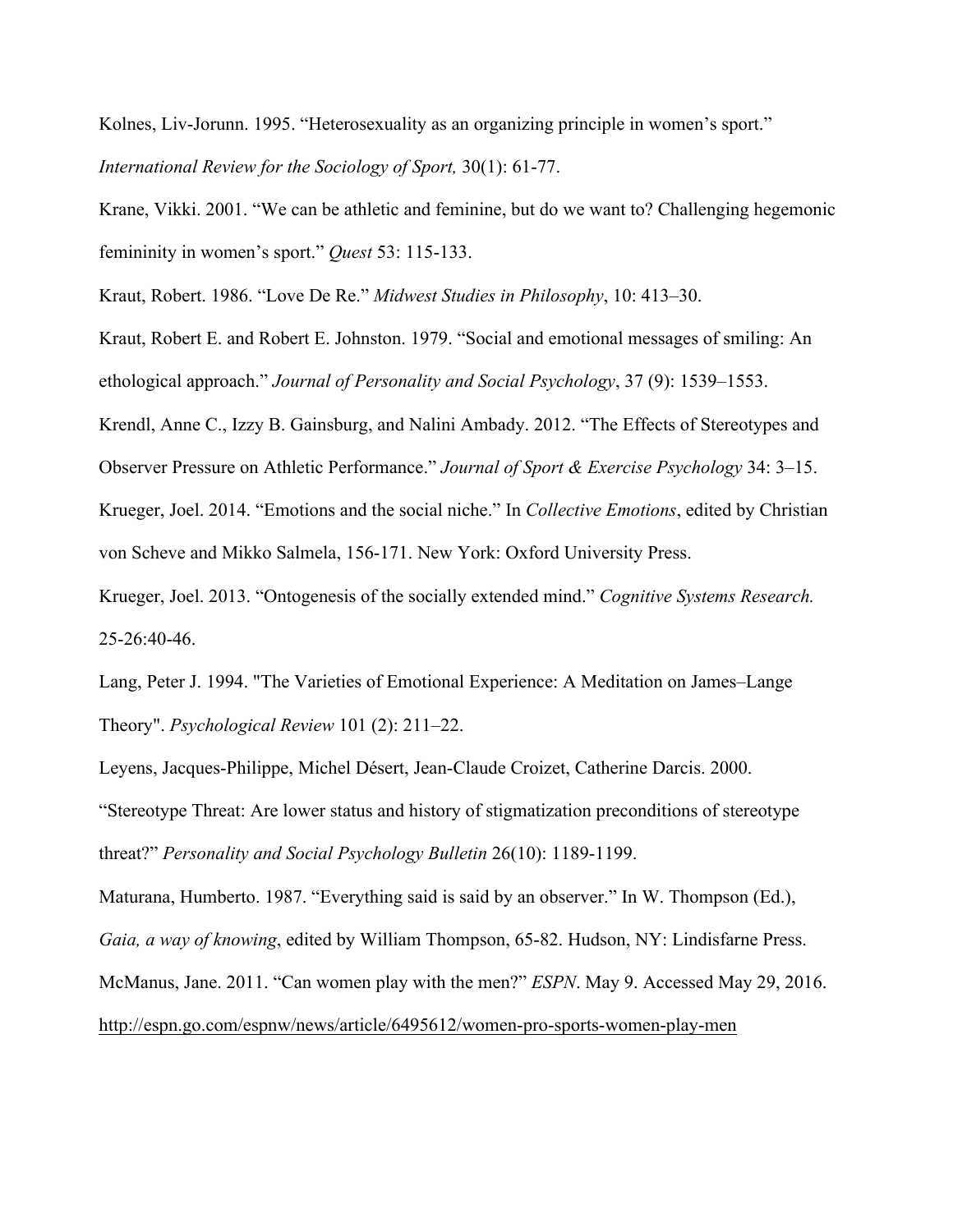Kolnes, Liv-Jorunn. 1995. “Heterosexuality as an organizing principle in women’s sport.” *International Review for the Sociology of Sport,* 30(1): 61-77.

Krane, Vikki. 2001. “We can be athletic and feminine, but do we want to? Challenging hegemonic femininity in women’s sport.” *Quest* 53: 115-133.

Kraut, Robert. 1986. “Love De Re.” *Midwest Studies in Philosophy*, 10: 413–30.

Kraut, Robert E. and Robert E. Johnston. 1979. “Social and emotional messages of smiling: An ethological approach.” *Journal of Personality and Social Psychology*, 37 (9): 1539–1553.

Krendl, Anne C., Izzy B. Gainsburg, and Nalini Ambady. 2012. “The Effects of Stereotypes and Observer Pressure on Athletic Performance.” *Journal of Sport & Exercise Psychology* 34: 3–15.

Krueger, Joel. 2014. “Emotions and the social niche.” In *Collective Emotions*, edited by Christian von Scheve and Mikko Salmela, 156-171. New York: Oxford University Press.

Krueger, Joel. 2013. “Ontogenesis of the socially extended mind.” *Cognitive Systems Research.* 25-26:40-46.

Lang, Peter J. 1994. "The Varieties of Emotional Experience: A Meditation on James–Lange Theory". *Psychological Review* 101 (2): 211–22.

Leyens, Jacques-Philippe, Michel Désert, Jean-Claude Croizet, Catherine Darcis. 2000. “Stereotype Threat: Are lower status and history of stigmatization preconditions of stereotype threat?” *Personality and Social Psychology Bulletin* 26(10): 1189-1199.

Maturana, Humberto. 1987. “Everything said is said by an observer.” In W. Thompson (Ed.), *Gaia, a way of knowing*, edited by William Thompson, 65-82. Hudson, NY: Lindisfarne Press.

McManus, Jane. 2011. “Can women play with the men?” *ESPN*. May 9. Accessed May 29, 2016. http://espn.go.com/espnw/news/article/6495612/women-pro-sports-women-play-men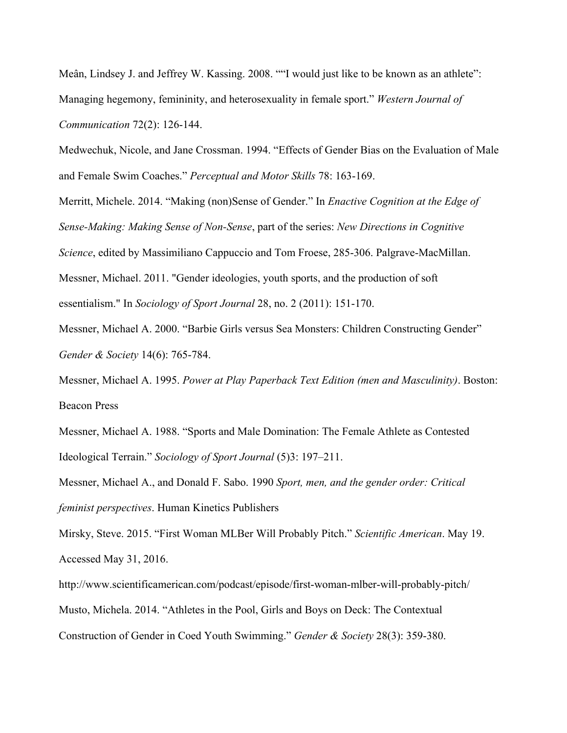Meân, Lindsey J. and Jeffrey W. Kassing. 2008. ""I would just like to be known as an athlete": Managing hegemony, femininity, and heterosexuality in female sport." *Western Journal of Communication* 72(2): 126-144.

Medwechuk, Nicole, and Jane Crossman. 1994. "Effects of Gender Bias on the Evaluation of Male and Female Swim Coaches." *Perceptual and Motor Skills* 78: 163-169.

Merritt, Michele. 2014. "Making (non)Sense of Gender." In *Enactive Cognition at the Edge of Sense-Making: Making Sense of Non-Sense*, part of the series: *New Directions in Cognitive Science*, edited by Massimiliano Cappuccio and Tom Froese, 285-306. Palgrave-MacMillan.

Messner, Michael. 2011. "Gender ideologies, youth sports, and the production of soft essentialism." In *Sociology of Sport Journal* 28, no. 2 (2011): 151-170.

Messner, Michael A. 2000. "Barbie Girls versus Sea Monsters: Children Constructing Gender" *Gender & Society* 14(6): 765-784.

Messner, Michael A. 1995. *Power at Play Paperback Text Edition (men and Masculinity)*. Boston: Beacon Press

Messner, Michael A. 1988. "Sports and Male Domination: The Female Athlete as Contested Ideological Terrain." *Sociology of Sport Journal* (5)3: 197–211.

Messner, Michael A., and Donald F. Sabo. 1990 *Sport, men, and the gender order: Critical feminist perspectives*. Human Kinetics Publishers

Mirsky, Steve. 2015. "First Woman MLBer Will Probably Pitch." *Scientific American*. May 19. Accessed May 31, 2016.

http://www.scientificamerican.com/podcast/episode/first-woman-mlber-will-probably-pitch/

Musto, Michela. 2014. "Athletes in the Pool, Girls and Boys on Deck: The Contextual Construction of Gender in Coed Youth Swimming." *Gender & Society* 28(3): 359-380.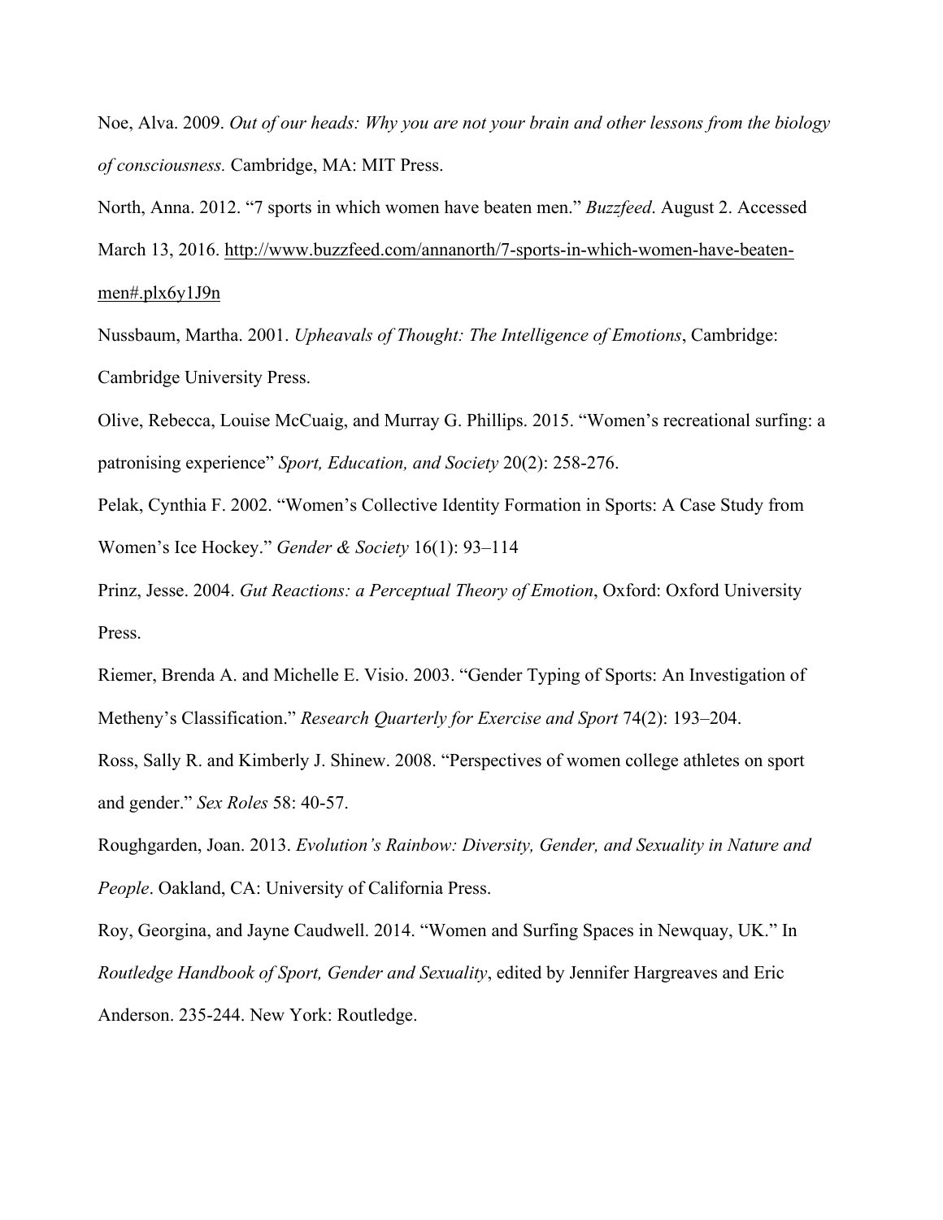Noe, Alva. 2009. *Out of our heads: Why you are not your brain and other lessons from the biology of consciousness.* Cambridge, MA: MIT Press.

North, Anna. 2012. "7 sports in which women have beaten men." *Buzzfeed*. August 2. Accessed March 13, 2016. http://www.buzzfeed.com/annanorth/7-sports-in-which-women-have-beaten-men#.plx6y1J9n

Nussbaum, Martha. 2001. *Upheavals of Thought: The Intelligence of Emotions*, Cambridge: Cambridge University Press.

Olive, Rebecca, Louise McCuaig, and Murray G. Phillips. 2015. "Women's recreational surfing: a patronising experience" *Sport, Education, and Society* 20(2): 258-276.

Pelak, Cynthia F. 2002. "Women's Collective Identity Formation in Sports: A Case Study from Women's Ice Hockey." *Gender & Society* 16(1): 93–114

Prinz, Jesse. 2004. *Gut Reactions: a Perceptual Theory of Emotion*, Oxford: Oxford University Press.

Riemer, Brenda A. and Michelle E. Visio. 2003. "Gender Typing of Sports: An Investigation of Metheny's Classification." *Research Quarterly for Exercise and Sport* 74(2): 193–204.

Ross, Sally R. and Kimberly J. Shinew. 2008. "Perspectives of women college athletes on sport and gender." *Sex Roles* 58: 40-57.

Roughgarden, Joan. 2013. *Evolution's Rainbow: Diversity, Gender, and Sexuality in Nature and People*. Oakland, CA: University of California Press.

Roy, Georgina, and Jayne Caudwell. 2014. "Women and Surfing Spaces in Newquay, UK." In *Routledge Handbook of Sport, Gender and Sexuality*, edited by Jennifer Hargreaves and Eric Anderson. 235-244. New York: Routledge.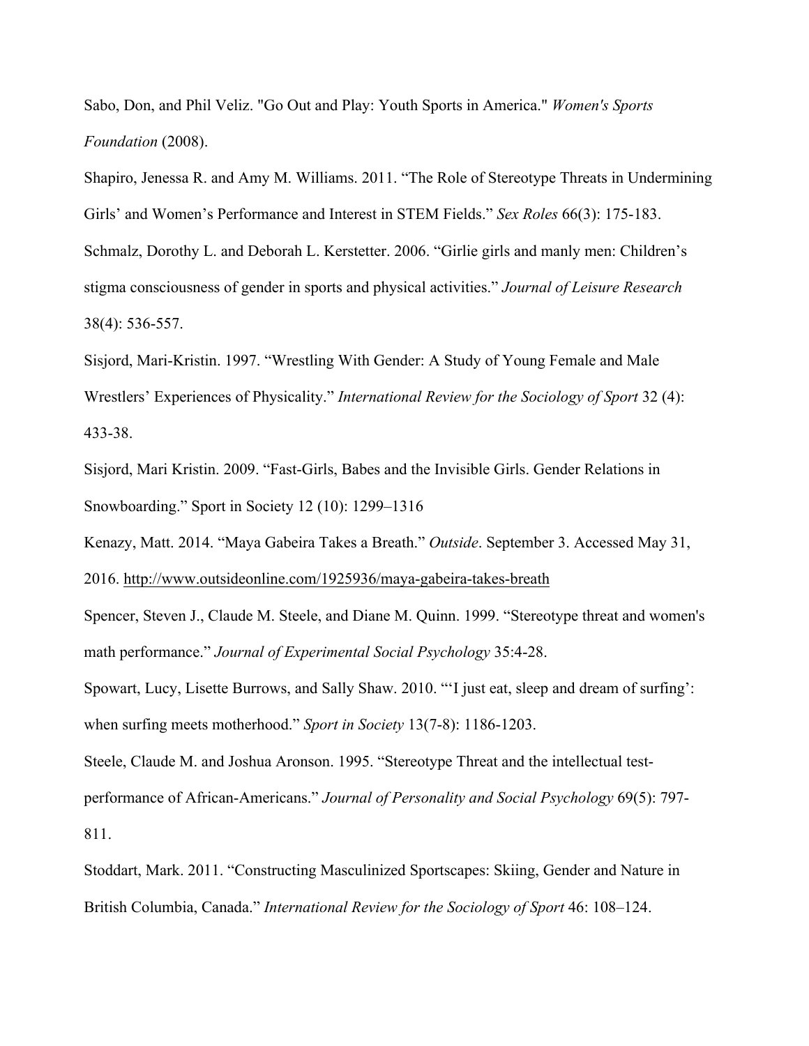Sabo, Don, and Phil Veliz. "Go Out and Play: Youth Sports in America." *Women's Sports Foundation* (2008).

Shapiro, Jenessa R. and Amy M. Williams. 2011. "The Role of Stereotype Threats in Undermining Girls' and Women's Performance and Interest in STEM Fields." *Sex Roles* 66(3): 175-183.

Schmalz, Dorothy L. and Deborah L. Kerstetter. 2006. "Girlie girls and manly men: Children's stigma consciousness of gender in sports and physical activities." *Journal of Leisure Research* 38(4): 536-557.

Sisjord, Mari-Kristin. 1997. "Wrestling With Gender: A Study of Young Female and Male Wrestlers' Experiences of Physicality." *International Review for the Sociology of Sport* 32 (4): 433-38.

Sisjord, Mari Kristin. 2009. "Fast-Girls, Babes and the Invisible Girls. Gender Relations in Snowboarding." Sport in Society 12 (10): 1299–1316

Kenazy, Matt. 2014. "Maya Gabeira Takes a Breath." *Outside*. September 3. Accessed May 31, 2016. http://www.outsideonline.com/1925936/maya-gabeira-takes-breath

Spencer, Steven J., Claude M. Steele, and Diane M. Quinn. 1999. "Stereotype threat and women's math performance." *Journal of Experimental Social Psychology* 35:4-28.

Spowart, Lucy, Lisette Burrows, and Sally Shaw. 2010. "'I just eat, sleep and dream of surfing': when surfing meets motherhood." *Sport in Society* 13(7-8): 1186-1203.

Steele, Claude M. and Joshua Aronson. 1995. "Stereotype Threat and the intellectual test-performance of African-Americans." *Journal of Personality and Social Psychology* 69(5): 797-811.

Stoddart, Mark. 2011. "Constructing Masculinized Sportscapes: Skiing, Gender and Nature in British Columbia, Canada." *International Review for the Sociology of Sport* 46: 108–124.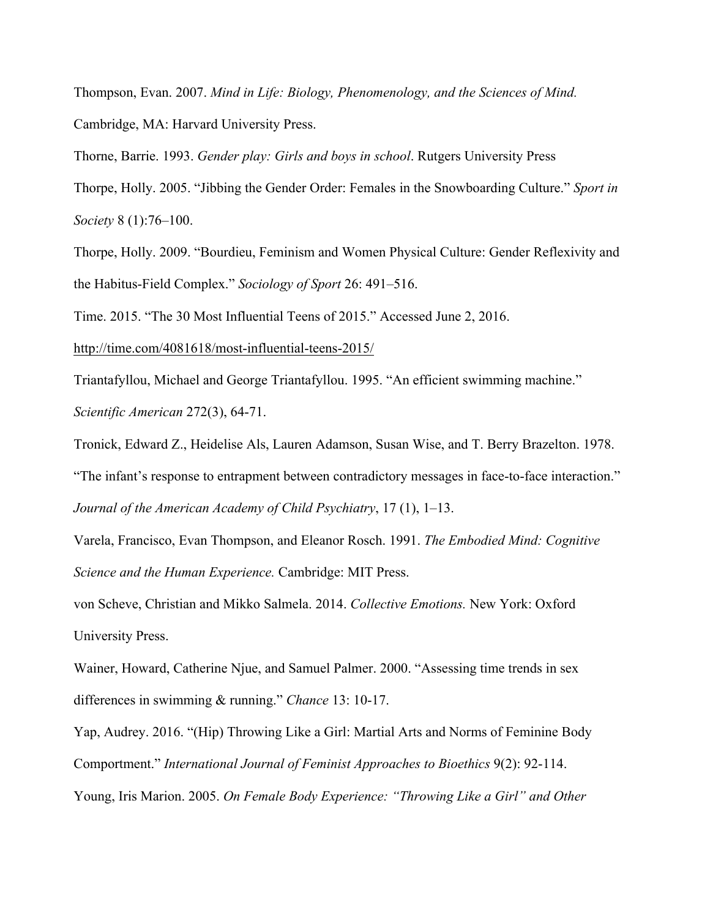Thompson, Evan. 2007. *Mind in Life: Biology, Phenomenology, and the Sciences of Mind.* Cambridge, MA: Harvard University Press.

Thorne, Barrie. 1993. *Gender play: Girls and boys in school*. Rutgers University Press

Thorpe, Holly. 2005. "Jibbing the Gender Order: Females in the Snowboarding Culture." *Sport in Society* 8 (1):76–100.

Thorpe, Holly. 2009. "Bourdieu, Feminism and Women Physical Culture: Gender Reflexivity and the Habitus-Field Complex." *Sociology of Sport* 26: 491–516.

Time. 2015. "The 30 Most Influential Teens of 2015." Accessed June 2, 2016. http://time.com/4081618/most-influential-teens-2015/

Triantafyllou, Michael and George Triantafyllou. 1995. "An efficient swimming machine." *Scientific American* 272(3), 64-71.

Tronick, Edward Z., Heidelise Als, Lauren Adamson, Susan Wise, and T. Berry Brazelton. 1978. "The infant's response to entrapment between contradictory messages in face-to-face interaction." *Journal of the American Academy of Child Psychiatry*, 17 (1), 1–13.

Varela, Francisco, Evan Thompson, and Eleanor Rosch. 1991. *The Embodied Mind: Cognitive Science and the Human Experience.* Cambridge: MIT Press.

von Scheve, Christian and Mikko Salmela. 2014. *Collective Emotions.* New York: Oxford University Press.

Wainer, Howard, Catherine Njue, and Samuel Palmer. 2000. "Assessing time trends in sex differences in swimming & running." *Chance* 13: 10-17.

Yap, Audrey. 2016. "(Hip) Throwing Like a Girl: Martial Arts and Norms of Feminine Body Comportment." *International Journal of Feminist Approaches to Bioethics* 9(2): 92-114.

Young, Iris Marion. 2005. *On Female Body Experience: "Throwing Like a Girl" and Other*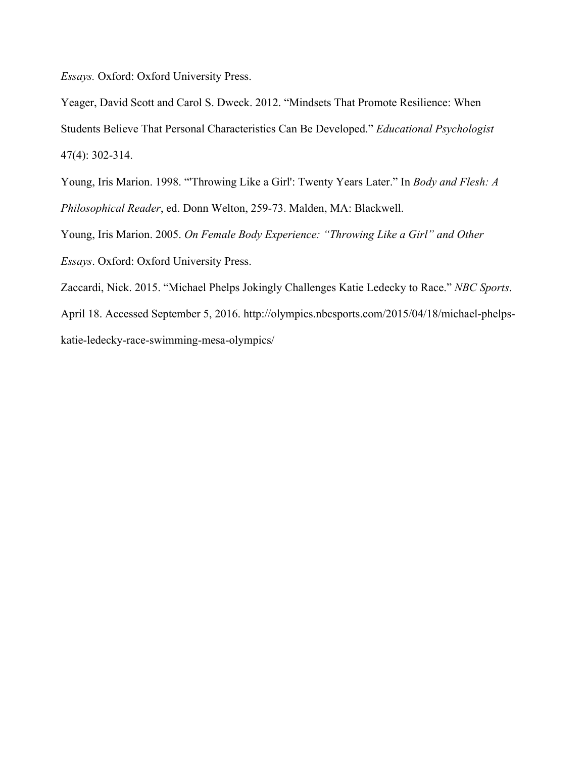*Essays.* Oxford: Oxford University Press.

Yeager, David Scott and Carol S. Dweck. 2012. "Mindsets That Promote Resilience: When Students Believe That Personal Characteristics Can Be Developed." *Educational Psychologist* 47(4): 302-314.

Young, Iris Marion. 1998. "'Throwing Like a Girl': Twenty Years Later." In *Body and Flesh: A Philosophical Reader*, ed. Donn Welton, 259-73. Malden, MA: Blackwell.

Young, Iris Marion. 2005. *On Female Body Experience: "Throwing Like a Girl" and Other Essays*. Oxford: Oxford University Press.

Zaccardi, Nick. 2015. "Michael Phelps Jokingly Challenges Katie Ledecky to Race." *NBC Sports*. April 18. Accessed September 5, 2016. http://olympics.nbcsports.com/2015/04/18/michael-phelps-katie-ledecky-race-swimming-mesa-olympics/